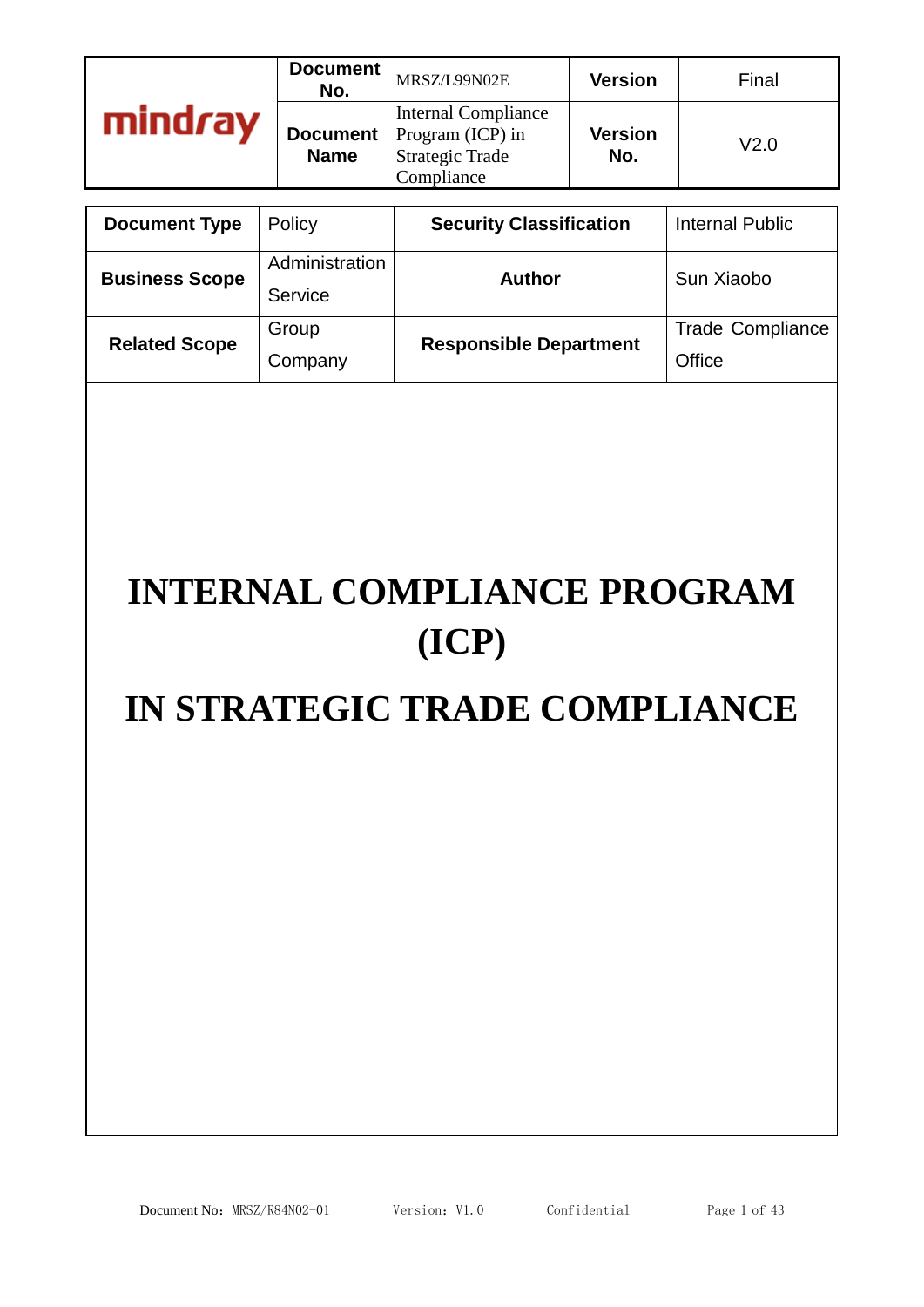| mindray | Document No. | MRSZ/L99N02E | Version | Final |
|---|---|---|---|---|
| | Document Name | Internal Compliance Program (ICP) in Strategic Trade Compliance | Version No. | V2.0 |

| Document Type | Policy | Security Classification | Internal Public |
|---|---|---|---|
| Business Scope | Administration Service | Author | Sun Xiaobo |
| Related Scope | Group Company | Responsible Department | Trade Compliance Office |

# INTERNAL COMPLIANCE PROGRAM (ICP)

# IN STRATEGIC TRADE COMPLIANCE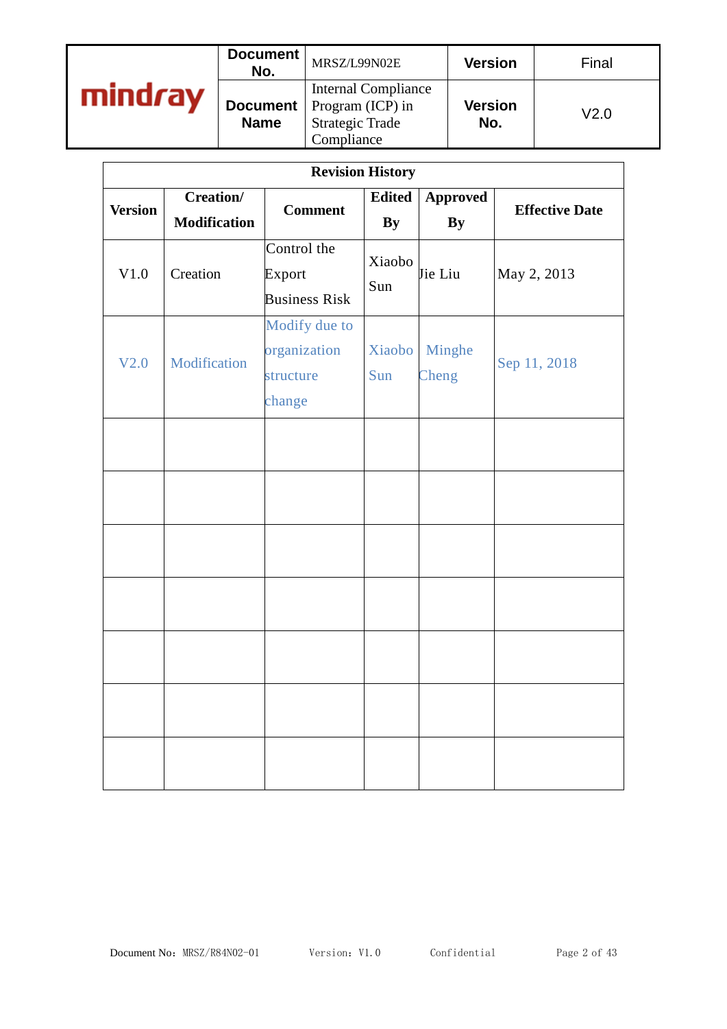| mindray | Document No. | MRSZ/L99N02E | Version | Final |
|---|---|---|---|---|
| | Document Name | Internal Compliance Program (ICP) in Strategic Trade Compliance | Version No. | V2.0 |

| Revision History | | | | | |
|---|---|---|---|---|---|
| **Version** | **Creation/ Modification** | **Comment** | **Edited By** | **Approved By** | **Effective Date** |
| V1.0 | Creation | Control the Export Business Risk | Xiaobo Sun | Jie Liu | May 2, 2013 |
| V2.0 | Modification | Modify due to organization structure change | Xiaobo Sun | Minghe Cheng | Sep 11, 2018 |
| | | | | | |
| | | | | | |
| | | | | | |
| | | | | | |
| | | | | | |
| | | | | | |
| | | | | | |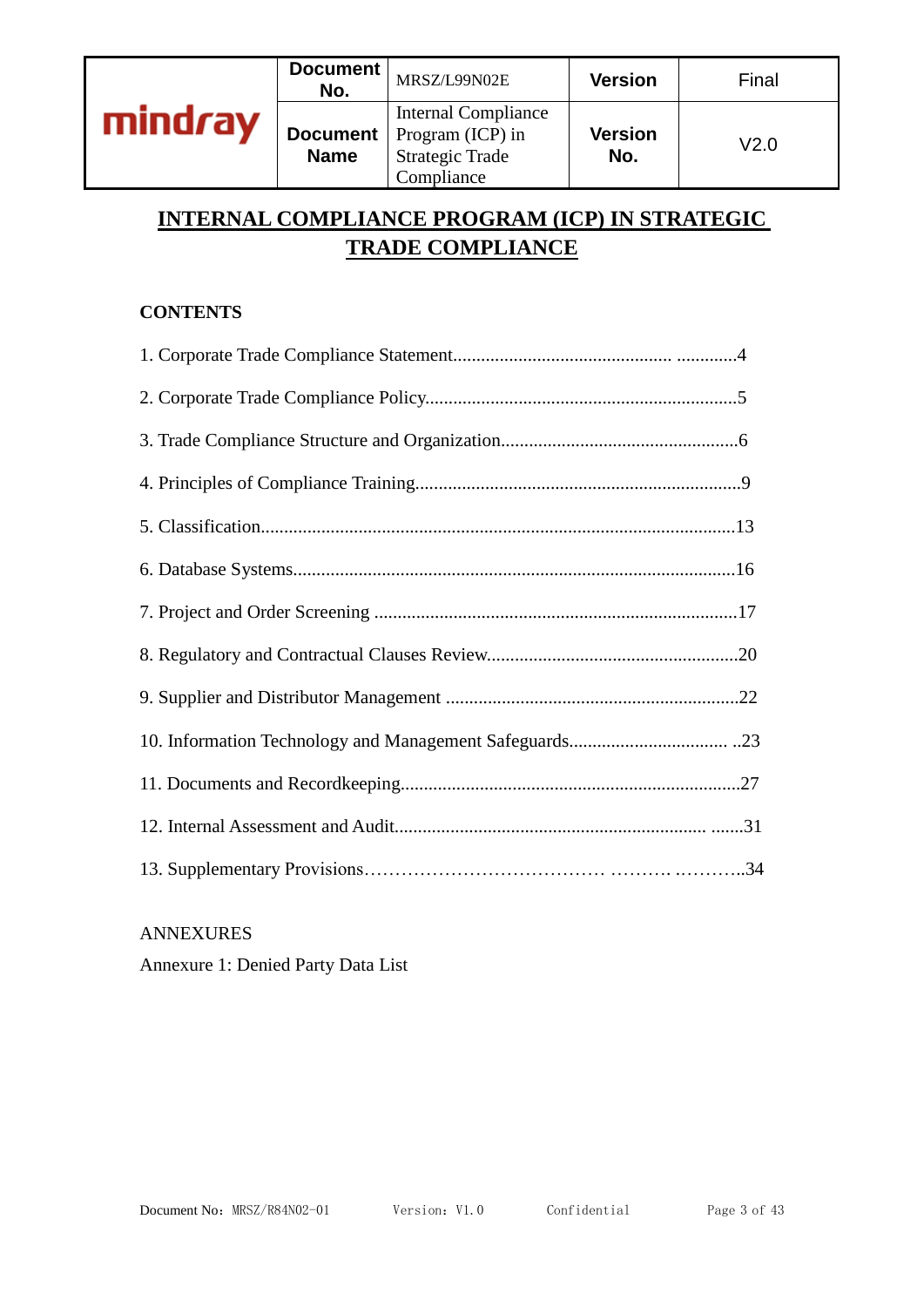| mindray | Document No. | MRSZ/L99N02E | Version | Final |
| --- | --- | --- | --- | --- |
| | Document Name | Internal Compliance Program (ICP) in Strategic Trade Compliance | Version No. | V2.0 |

# INTERNAL COMPLIANCE PROGRAM (ICP) IN STRATEGIC TRADE COMPLIANCE

**CONTENTS**

1. Corporate Trade Compliance Statement............................................. .............4
2. Corporate Trade Compliance Policy..................................................................5
3. Trade Compliance Structure and Organization..................................................6
4. Principles of Compliance Training.....................................................................9
5. Classification....................................................................................................13
6. Database Systems..............................................................................................16
7. Project and Order Screening ............................................................................17
8. Regulatory and Contractual Clauses Review.....................................................20
9. Supplier and Distributor Management ..............................................................22
10. Information Technology and Management Safeguards.................................. ..23
11. Documents and Recordkeeping.......................................................................27
12. Internal Assessment and Audit.................................................................. .......31
13. Supplementary Provisions………………………………… ………. ..………..34

ANNEXURES

Annexure 1: Denied Party Data List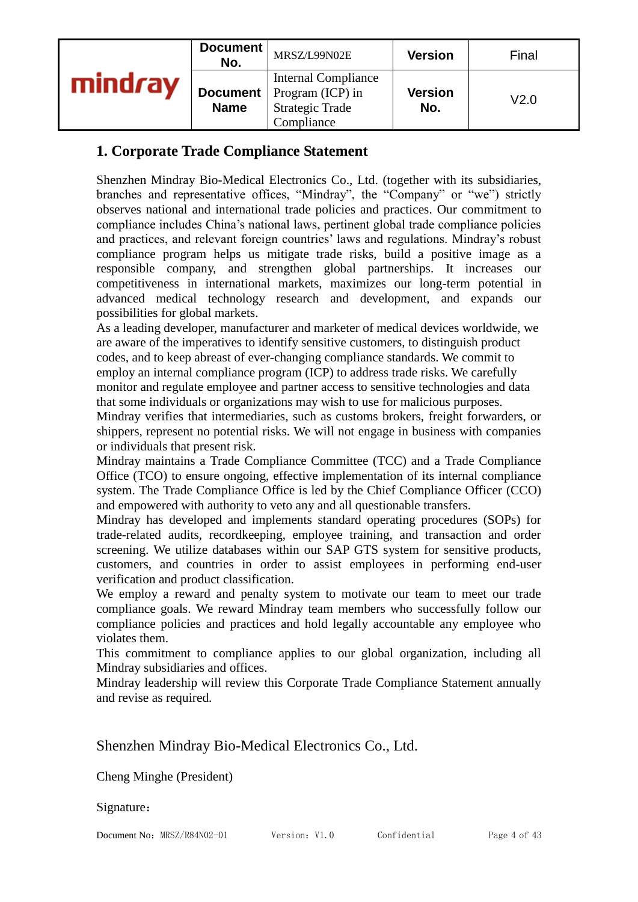## 1. Corporate Trade Compliance Statement

Shenzhen Mindray Bio-Medical Electronics Co., Ltd. (together with its subsidiaries, branches and representative offices, “Mindray”, the “Company” or “we”) strictly observes national and international trade policies and practices. Our commitment to compliance includes China’s national laws, pertinent global trade compliance policies and practices, and relevant foreign countries’ laws and regulations. Mindray’s robust compliance program helps us mitigate trade risks, build a positive image as a responsible company, and strengthen global partnerships. It increases our competitiveness in international markets, maximizes our long-term potential in advanced medical technology research and development, and expands our possibilities for global markets.

As a leading developer, manufacturer and marketer of medical devices worldwide, we are aware of the imperatives to identify sensitive customers, to distinguish product codes, and to keep abreast of ever-changing compliance standards. We commit to employ an internal compliance program (ICP) to address trade risks. We carefully monitor and regulate employee and partner access to sensitive technologies and data that some individuals or organizations may wish to use for malicious purposes.

Mindray verifies that intermediaries, such as customs brokers, freight forwarders, or shippers, represent no potential risks. We will not engage in business with companies or individuals that present risk.

Mindray maintains a Trade Compliance Committee (TCC) and a Trade Compliance Office (TCO) to ensure ongoing, effective implementation of its internal compliance system. The Trade Compliance Office is led by the Chief Compliance Officer (CCO) and empowered with authority to veto any and all questionable transfers.

Mindray has developed and implements standard operating procedures (SOPs) for trade-related audits, recordkeeping, employee training, and transaction and order screening. We utilize databases within our SAP GTS system for sensitive products, customers, and countries in order to assist employees in performing end-user verification and product classification.

We employ a reward and penalty system to motivate our team to meet our trade compliance goals. We reward Mindray team members who successfully follow our compliance policies and practices and hold legally accountable any employee who violates them.

This commitment to compliance applies to our global organization, including all Mindray subsidiaries and offices.

Mindray leadership will review this Corporate Trade Compliance Statement annually and revise as required.

Shenzhen Mindray Bio-Medical Electronics Co., Ltd.

Cheng Minghe (President)

Signature：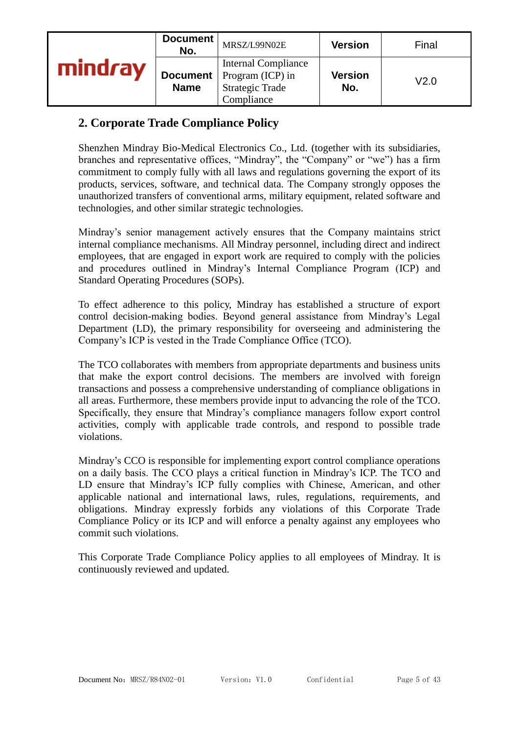## 2. Corporate Trade Compliance Policy

Shenzhen Mindray Bio-Medical Electronics Co., Ltd. (together with its subsidiaries, branches and representative offices, “Mindray”, the “Company” or “we”) has a firm commitment to comply fully with all laws and regulations governing the export of its products, services, software, and technical data. The Company strongly opposes the unauthorized transfers of conventional arms, military equipment, related software and technologies, and other similar strategic technologies.

Mindray’s senior management actively ensures that the Company maintains strict internal compliance mechanisms. All Mindray personnel, including direct and indirect employees, that are engaged in export work are required to comply with the policies and procedures outlined in Mindray’s Internal Compliance Program (ICP) and Standard Operating Procedures (SOPs).

To effect adherence to this policy, Mindray has established a structure of export control decision-making bodies. Beyond general assistance from Mindray’s Legal Department (LD), the primary responsibility for overseeing and administering the Company’s ICP is vested in the Trade Compliance Office (TCO).

The TCO collaborates with members from appropriate departments and business units that make the export control decisions. The members are involved with foreign transactions and possess a comprehensive understanding of compliance obligations in all areas. Furthermore, these members provide input to advancing the role of the TCO. Specifically, they ensure that Mindray’s compliance managers follow export control activities, comply with applicable trade controls, and respond to possible trade violations.

Mindray’s CCO is responsible for implementing export control compliance operations on a daily basis. The CCO plays a critical function in Mindray’s ICP. The TCO and LD ensure that Mindray’s ICP fully complies with Chinese, American, and other applicable national and international laws, rules, regulations, requirements, and obligations. Mindray expressly forbids any violations of this Corporate Trade Compliance Policy or its ICP and will enforce a penalty against any employees who commit such violations.

This Corporate Trade Compliance Policy applies to all employees of Mindray. It is continuously reviewed and updated.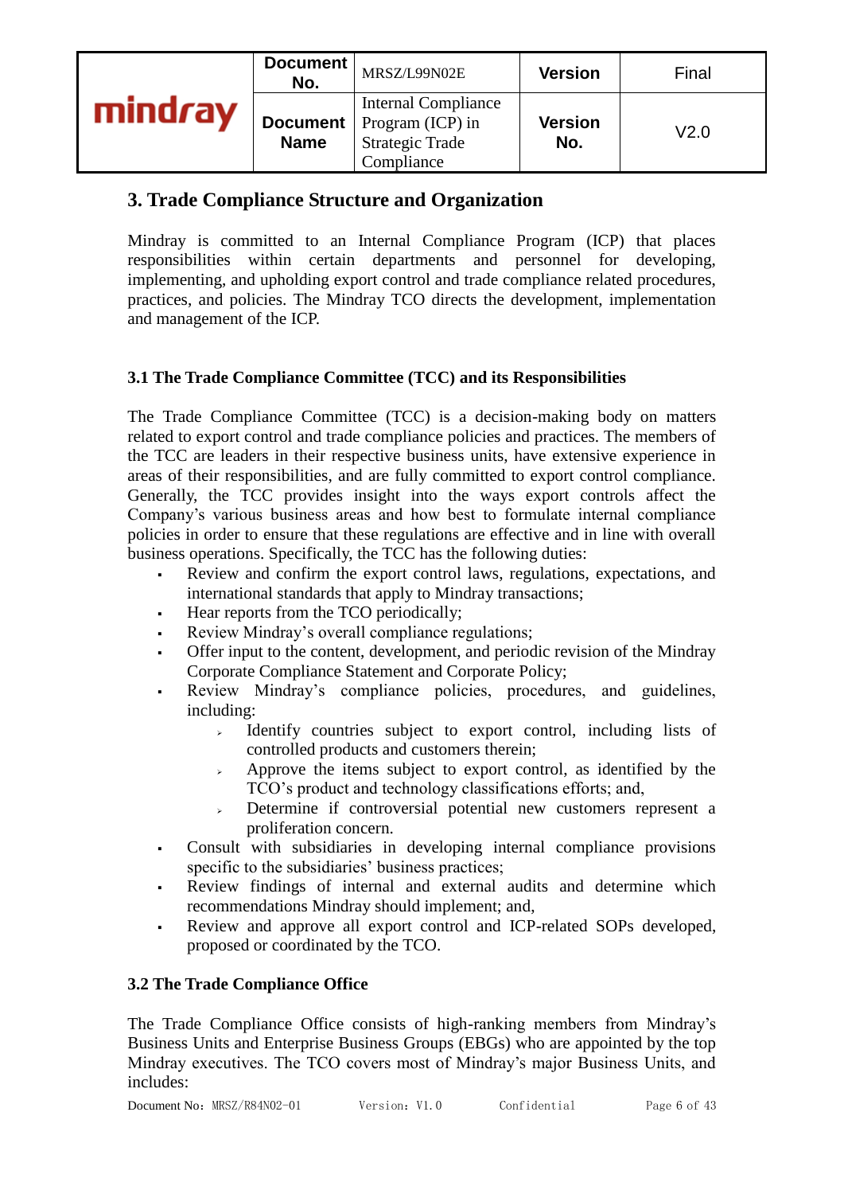## 3. Trade Compliance Structure and Organization

Mindray is committed to an Internal Compliance Program (ICP) that places responsibilities within certain departments and personnel for developing, implementing, and upholding export control and trade compliance related procedures, practices, and policies. The Mindray TCO directs the development, implementation and management of the ICP.

### 3.1 The Trade Compliance Committee (TCC) and its Responsibilities

The Trade Compliance Committee (TCC) is a decision-making body on matters related to export control and trade compliance policies and practices. The members of the TCC are leaders in their respective business units, have extensive experience in areas of their responsibilities, and are fully committed to export control compliance. Generally, the TCC provides insight into the ways export controls affect the Company's various business areas and how best to formulate internal compliance policies in order to ensure that these regulations are effective and in line with overall business operations. Specifically, the TCC has the following duties:

- Review and confirm the export control laws, regulations, expectations, and international standards that apply to Mindray transactions;
- Hear reports from the TCO periodically;
- Review Mindray's overall compliance regulations;
- Offer input to the content, development, and periodic revision of the Mindray Corporate Compliance Statement and Corporate Policy;
- Review Mindray's compliance policies, procedures, and guidelines, including:
  - Identify countries subject to export control, including lists of controlled products and customers therein;
  - Approve the items subject to export control, as identified by the TCO's product and technology classifications efforts; and,
  - Determine if controversial potential new customers represent a proliferation concern.
- Consult with subsidiaries in developing internal compliance provisions specific to the subsidiaries' business practices;
- Review findings of internal and external audits and determine which recommendations Mindray should implement; and,
- Review and approve all export control and ICP-related SOPs developed, proposed or coordinated by the TCO.

### 3.2 The Trade Compliance Office

The Trade Compliance Office consists of high-ranking members from Mindray's Business Units and Enterprise Business Groups (EBGs) who are appointed by the top Mindray executives. The TCO covers most of Mindray's major Business Units, and includes: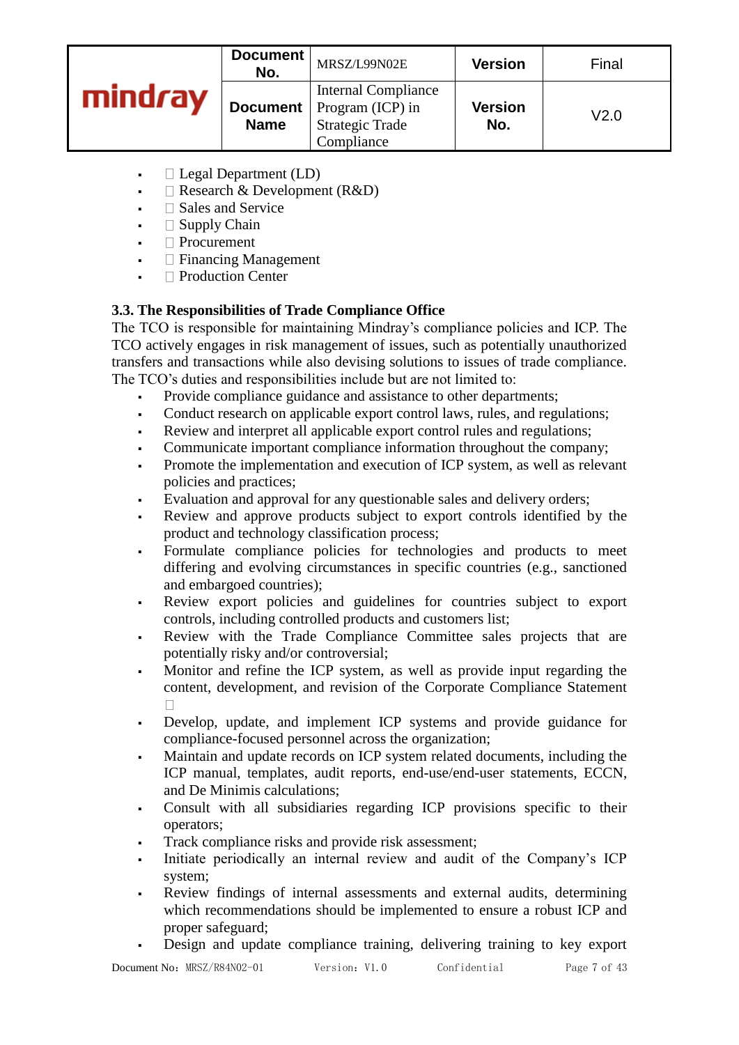- Legal Department (LD)
- Research & Development (R&D)
- Sales and Service
- Supply Chain
- Procurement
- Financing Management
- Production Center

### 3.3. The Responsibilities of Trade Compliance Office

The TCO is responsible for maintaining Mindray's compliance policies and ICP. The TCO actively engages in risk management of issues, such as potentially unauthorized transfers and transactions while also devising solutions to issues of trade compliance. The TCO's duties and responsibilities include but are not limited to:

- Provide compliance guidance and assistance to other departments;
- Conduct research on applicable export control laws, rules, and regulations;
- Review and interpret all applicable export control rules and regulations;
- Communicate important compliance information throughout the company;
- Promote the implementation and execution of ICP system, as well as relevant policies and practices;
- Evaluation and approval for any questionable sales and delivery orders;
- Review and approve products subject to export controls identified by the product and technology classification process;
- Formulate compliance policies for technologies and products to meet differing and evolving circumstances in specific countries (e.g., sanctioned and embargoed countries);
- Review export policies and guidelines for countries subject to export controls, including controlled products and customers list;
- Review with the Trade Compliance Committee sales projects that are potentially risky and/or controversial;
- Monitor and refine the ICP system, as well as provide input regarding the content, development, and revision of the Corporate Compliance Statement
- Develop, update, and implement ICP systems and provide guidance for compliance-focused personnel across the organization;
- Maintain and update records on ICP system related documents, including the ICP manual, templates, audit reports, end-use/end-user statements, ECCN, and De Minimis calculations;
- Consult with all subsidiaries regarding ICP provisions specific to their operators;
- Track compliance risks and provide risk assessment;
- Initiate periodically an internal review and audit of the Company's ICP system;
- Review findings of internal assessments and external audits, determining which recommendations should be implemented to ensure a robust ICP and proper safeguard;
- Design and update compliance training, delivering training to key export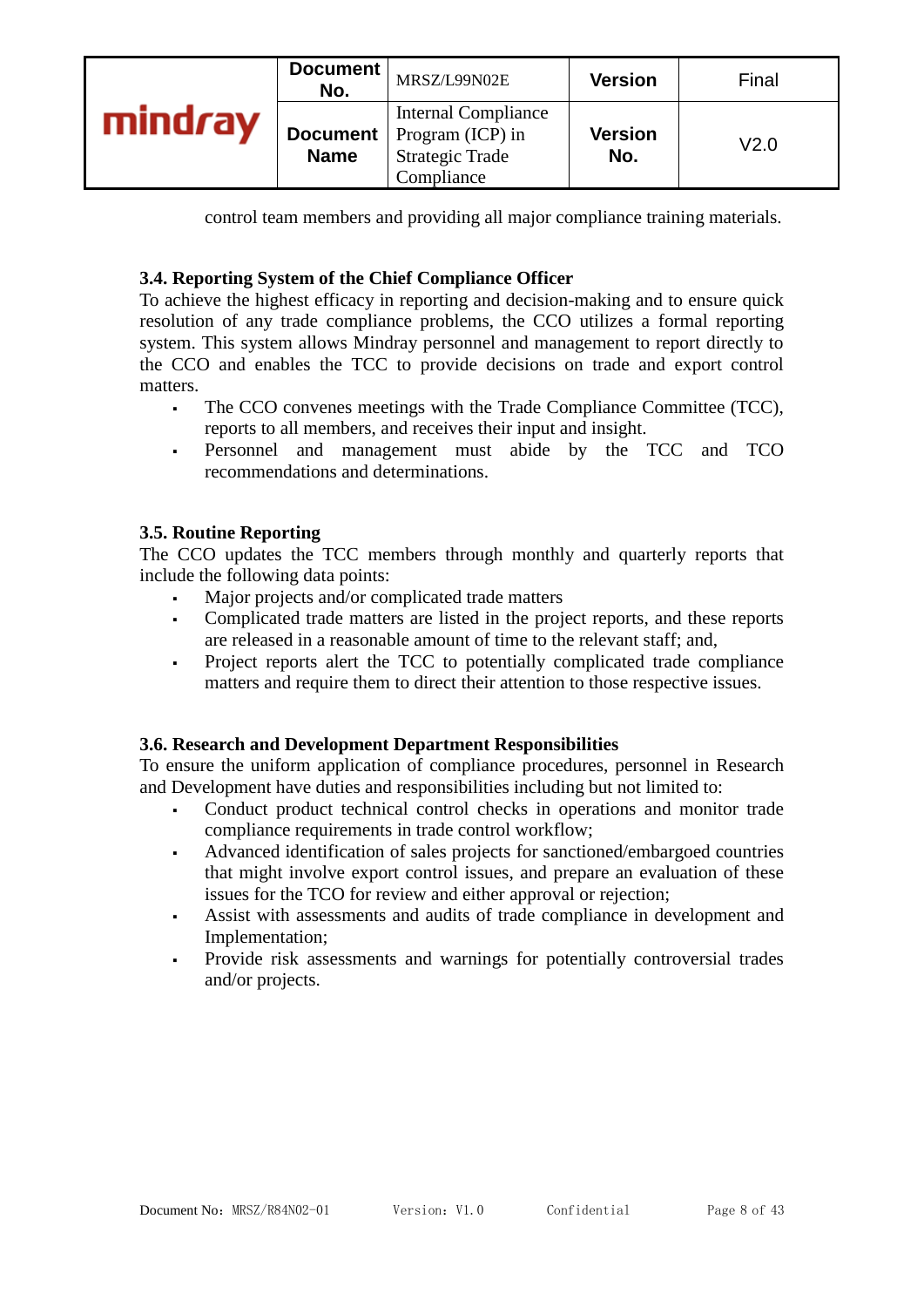control team members and providing all major compliance training materials.

### 3.4. Reporting System of the Chief Compliance Officer

To achieve the highest efficacy in reporting and decision-making and to ensure quick resolution of any trade compliance problems, the CCO utilizes a formal reporting system. This system allows Mindray personnel and management to report directly to the CCO and enables the TCC to provide decisions on trade and export control matters.

- The CCO convenes meetings with the Trade Compliance Committee (TCC), reports to all members, and receives their input and insight.
- Personnel and management must abide by the TCC and TCO recommendations and determinations.

### 3.5. Routine Reporting

The CCO updates the TCC members through monthly and quarterly reports that include the following data points:

- Major projects and/or complicated trade matters
- Complicated trade matters are listed in the project reports, and these reports are released in a reasonable amount of time to the relevant staff; and,
- Project reports alert the TCC to potentially complicated trade compliance matters and require them to direct their attention to those respective issues.

### 3.6. Research and Development Department Responsibilities

To ensure the uniform application of compliance procedures, personnel in Research and Development have duties and responsibilities including but not limited to:

- Conduct product technical control checks in operations and monitor trade compliance requirements in trade control workflow;
- Advanced identification of sales projects for sanctioned/embargoed countries that might involve export control issues, and prepare an evaluation of these issues for the TCO for review and either approval or rejection;
- Assist with assessments and audits of trade compliance in development and Implementation;
- Provide risk assessments and warnings for potentially controversial trades and/or projects.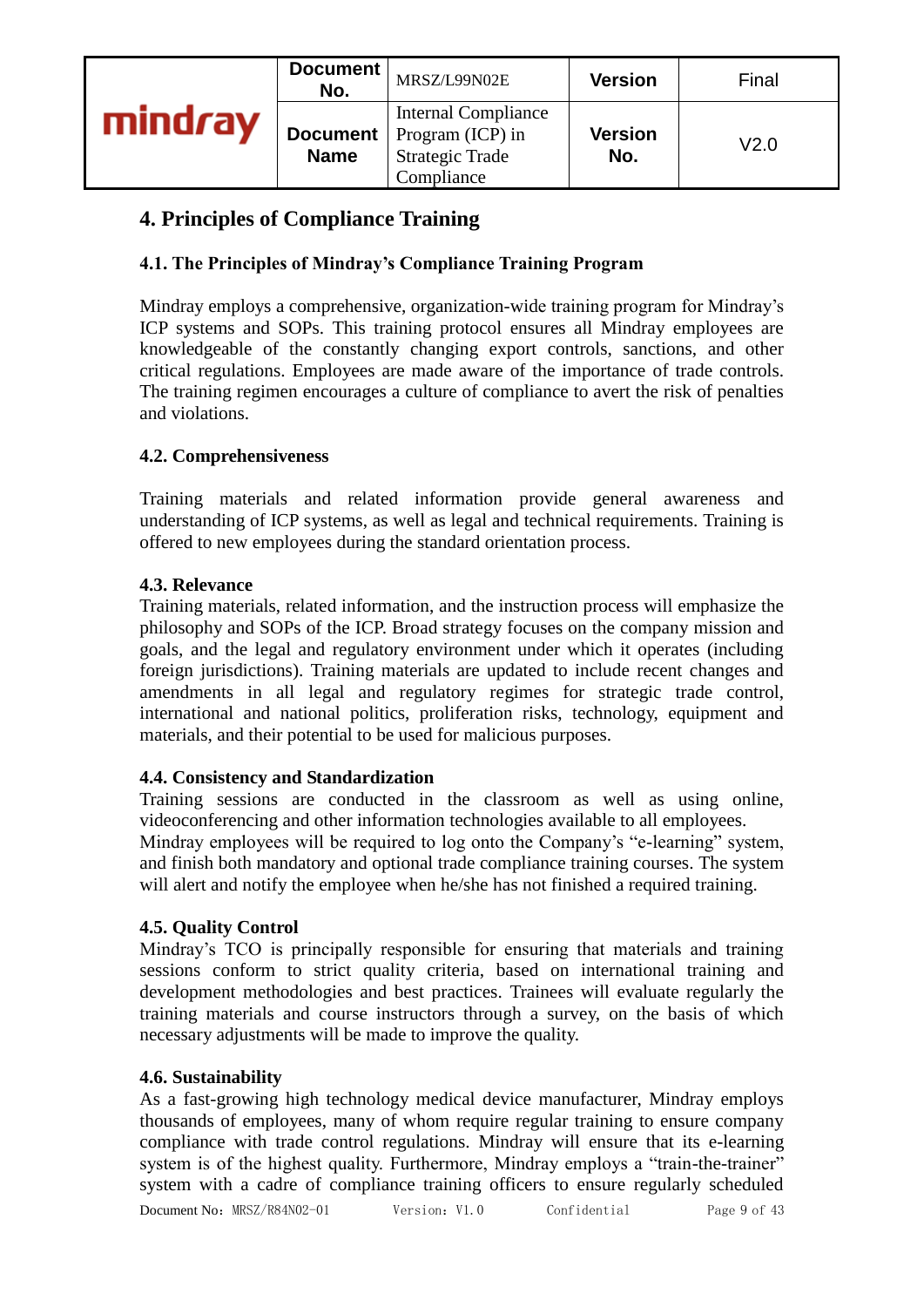## 4. Principles of Compliance Training

### 4.1. The Principles of Mindray's Compliance Training Program

Mindray employs a comprehensive, organization-wide training program for Mindray's ICP systems and SOPs. This training protocol ensures all Mindray employees are knowledgeable of the constantly changing export controls, sanctions, and other critical regulations. Employees are made aware of the importance of trade controls. The training regimen encourages a culture of compliance to avert the risk of penalties and violations.

### 4.2. Comprehensiveness

Training materials and related information provide general awareness and understanding of ICP systems, as well as legal and technical requirements. Training is offered to new employees during the standard orientation process.

### 4.3. Relevance

Training materials, related information, and the instruction process will emphasize the philosophy and SOPs of the ICP. Broad strategy focuses on the company mission and goals, and the legal and regulatory environment under which it operates (including foreign jurisdictions). Training materials are updated to include recent changes and amendments in all legal and regulatory regimes for strategic trade control, international and national politics, proliferation risks, technology, equipment and materials, and their potential to be used for malicious purposes.

### 4.4. Consistency and Standardization

Training sessions are conducted in the classroom as well as using online, videoconferencing and other information technologies available to all employees. Mindray employees will be required to log onto the Company's "e-learning" system, and finish both mandatory and optional trade compliance training courses. The system will alert and notify the employee when he/she has not finished a required training.

### 4.5. Quality Control

Mindray's TCO is principally responsible for ensuring that materials and training sessions conform to strict quality criteria, based on international training and development methodologies and best practices. Trainees will evaluate regularly the training materials and course instructors through a survey, on the basis of which necessary adjustments will be made to improve the quality.

### 4.6. Sustainability

As a fast-growing high technology medical device manufacturer, Mindray employs thousands of employees, many of whom require regular training to ensure company compliance with trade control regulations. Mindray will ensure that its e-learning system is of the highest quality. Furthermore, Mindray employs a "train-the-trainer" system with a cadre of compliance training officers to ensure regularly scheduled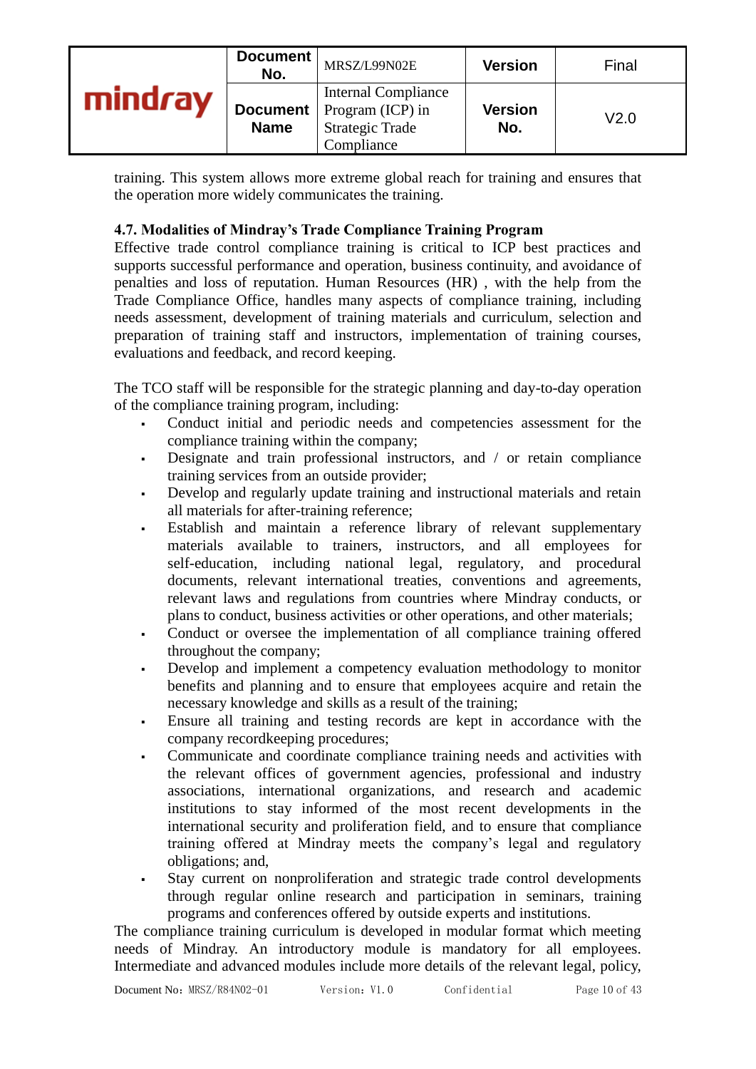training. This system allows more extreme global reach for training and ensures that the operation more widely communicates the training.

### 4.7. Modalities of Mindray's Trade Compliance Training Program

Effective trade control compliance training is critical to ICP best practices and supports successful performance and operation, business continuity, and avoidance of penalties and loss of reputation. Human Resources (HR) , with the help from the Trade Compliance Office, handles many aspects of compliance training, including needs assessment, development of training materials and curriculum, selection and preparation of training staff and instructors, implementation of training courses, evaluations and feedback, and record keeping.

The TCO staff will be responsible for the strategic planning and day-to-day operation of the compliance training program, including:

- Conduct initial and periodic needs and competencies assessment for the compliance training within the company;
- Designate and train professional instructors, and / or retain compliance training services from an outside provider;
- Develop and regularly update training and instructional materials and retain all materials for after-training reference;
- Establish and maintain a reference library of relevant supplementary materials available to trainers, instructors, and all employees for self-education, including national legal, regulatory, and procedural documents, relevant international treaties, conventions and agreements, relevant laws and regulations from countries where Mindray conducts, or plans to conduct, business activities or other operations, and other materials;
- Conduct or oversee the implementation of all compliance training offered throughout the company;
- Develop and implement a competency evaluation methodology to monitor benefits and planning and to ensure that employees acquire and retain the necessary knowledge and skills as a result of the training;
- Ensure all training and testing records are kept in accordance with the company recordkeeping procedures;
- Communicate and coordinate compliance training needs and activities with the relevant offices of government agencies, professional and industry associations, international organizations, and research and academic institutions to stay informed of the most recent developments in the international security and proliferation field, and to ensure that compliance training offered at Mindray meets the company's legal and regulatory obligations; and,
- Stay current on nonproliferation and strategic trade control developments through regular online research and participation in seminars, training programs and conferences offered by outside experts and institutions.

The compliance training curriculum is developed in modular format which meeting needs of Mindray. An introductory module is mandatory for all employees. Intermediate and advanced modules include more details of the relevant legal, policy,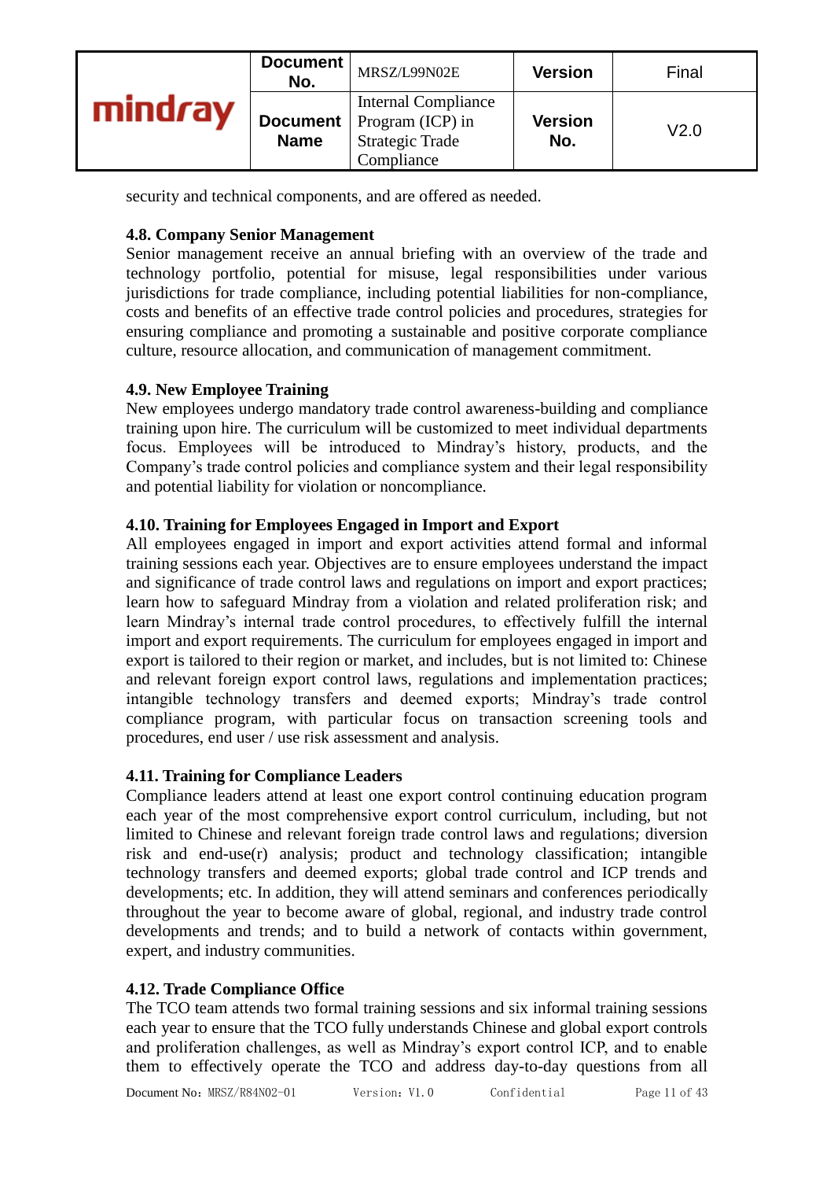security and technical components, and are offered as needed.

### 4.8. Company Senior Management

Senior management receive an annual briefing with an overview of the trade and technology portfolio, potential for misuse, legal responsibilities under various jurisdictions for trade compliance, including potential liabilities for non-compliance, costs and benefits of an effective trade control policies and procedures, strategies for ensuring compliance and promoting a sustainable and positive corporate compliance culture, resource allocation, and communication of management commitment.

### 4.9. New Employee Training

New employees undergo mandatory trade control awareness-building and compliance training upon hire. The curriculum will be customized to meet individual departments focus. Employees will be introduced to Mindray's history, products, and the Company's trade control policies and compliance system and their legal responsibility and potential liability for violation or noncompliance.

### 4.10. Training for Employees Engaged in Import and Export

All employees engaged in import and export activities attend formal and informal training sessions each year. Objectives are to ensure employees understand the impact and significance of trade control laws and regulations on import and export practices; learn how to safeguard Mindray from a violation and related proliferation risk; and learn Mindray's internal trade control procedures, to effectively fulfill the internal import and export requirements. The curriculum for employees engaged in import and export is tailored to their region or market, and includes, but is not limited to: Chinese and relevant foreign export control laws, regulations and implementation practices; intangible technology transfers and deemed exports; Mindray's trade control compliance program, with particular focus on transaction screening tools and procedures, end user / use risk assessment and analysis.

### 4.11. Training for Compliance Leaders

Compliance leaders attend at least one export control continuing education program each year of the most comprehensive export control curriculum, including, but not limited to Chinese and relevant foreign trade control laws and regulations; diversion risk and end-use(r) analysis; product and technology classification; intangible technology transfers and deemed exports; global trade control and ICP trends and developments; etc. In addition, they will attend seminars and conferences periodically throughout the year to become aware of global, regional, and industry trade control developments and trends; and to build a network of contacts within government, expert, and industry communities.

### 4.12. Trade Compliance Office

The TCO team attends two formal training sessions and six informal training sessions each year to ensure that the TCO fully understands Chinese and global export controls and proliferation challenges, as well as Mindray's export control ICP, and to enable them to effectively operate the TCO and address day-to-day questions from all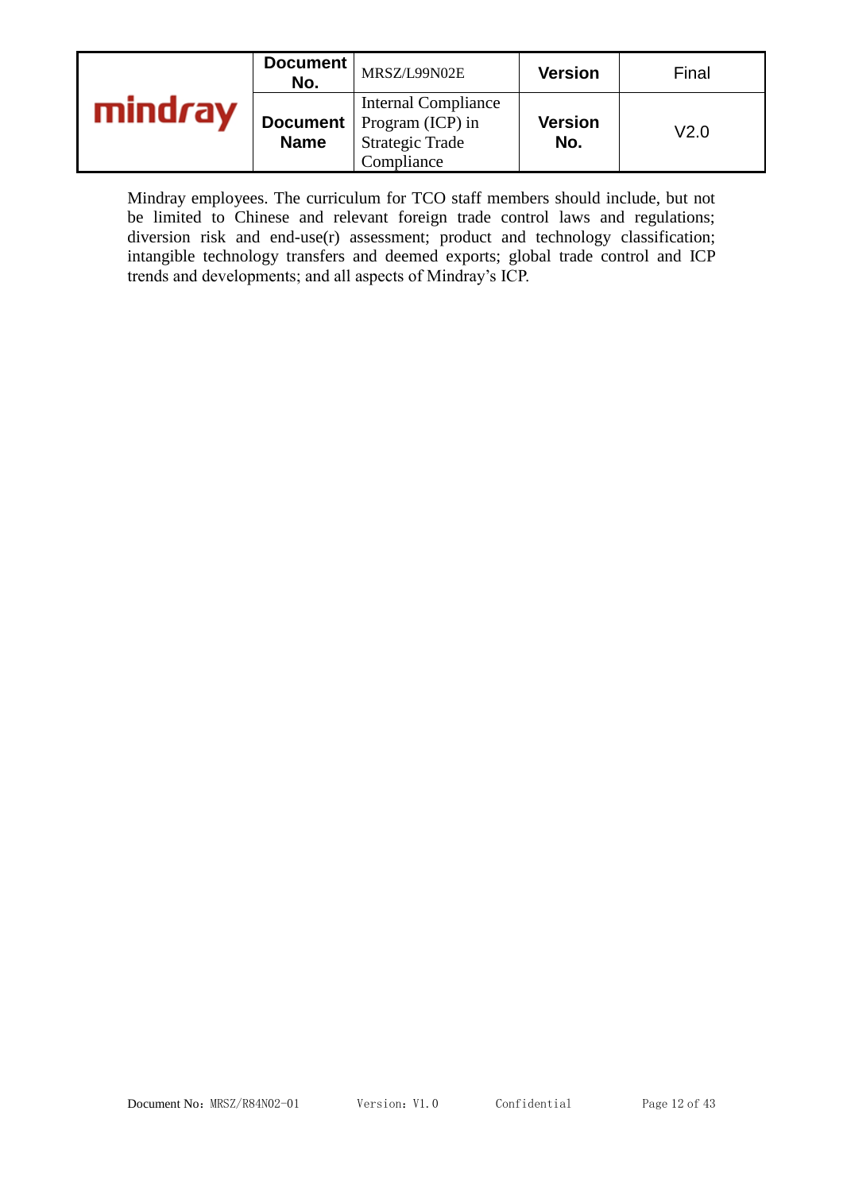Mindray employees. The curriculum for TCO staff members should include, but not be limited to Chinese and relevant foreign trade control laws and regulations; diversion risk and end-use(r) assessment; product and technology classification; intangible technology transfers and deemed exports; global trade control and ICP trends and developments; and all aspects of Mindray's ICP.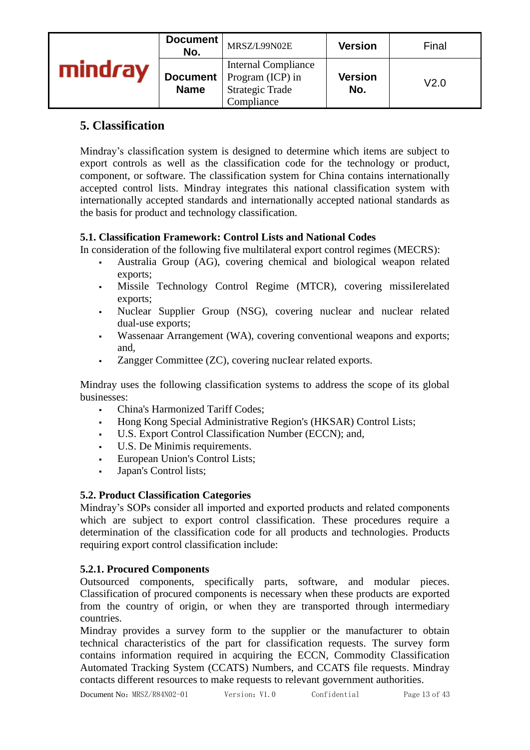## 5. Classification

Mindray's classification system is designed to determine which items are subject to export controls as well as the classification code for the technology or product, component, or software. The classification system for China contains internationally accepted control lists. Mindray integrates this national classification system with internationally accepted standards and internationally accepted national standards as the basis for product and technology classification.

### 5.1. Classification Framework: Control Lists and National Codes

In consideration of the following five multilateral export control regimes (MECRS):

- Australia Group (AG), covering chemical and biological weapon related exports;
- Missile Technology Control Regime (MTCR), covering missilerelated exports;
- Nuclear Supplier Group (NSG), covering nuclear and nuclear related dual-use exports;
- Wassenaar Arrangement (WA), covering conventional weapons and exports; and,
- Zangger Committee (ZC), covering nuclear related exports.

Mindray uses the following classification systems to address the scope of its global businesses:

- China's Harmonized Tariff Codes;
- Hong Kong Special Administrative Region's (HKSAR) Control Lists;
- U.S. Export Control Classification Number (ECCN); and,
- U.S. De Minimis requirements.
- European Union's Control Lists;
- Japan's Control lists;

### 5.2. Product Classification Categories

Mindray's SOPs consider all imported and exported products and related components which are subject to export control classification. These procedures require a determination of the classification code for all products and technologies. Products requiring export control classification include:

#### 5.2.1. Procured Components

Outsourced components, specifically parts, software, and modular pieces. Classification of procured components is necessary when these products are exported from the country of origin, or when they are transported through intermediary countries.

Mindray provides a survey form to the supplier or the manufacturer to obtain technical characteristics of the part for classification requests. The survey form contains information required in acquiring the ECCN, Commodity Classification Automated Tracking System (CCATS) Numbers, and CCATS file requests. Mindray contacts different resources to make requests to relevant government authorities.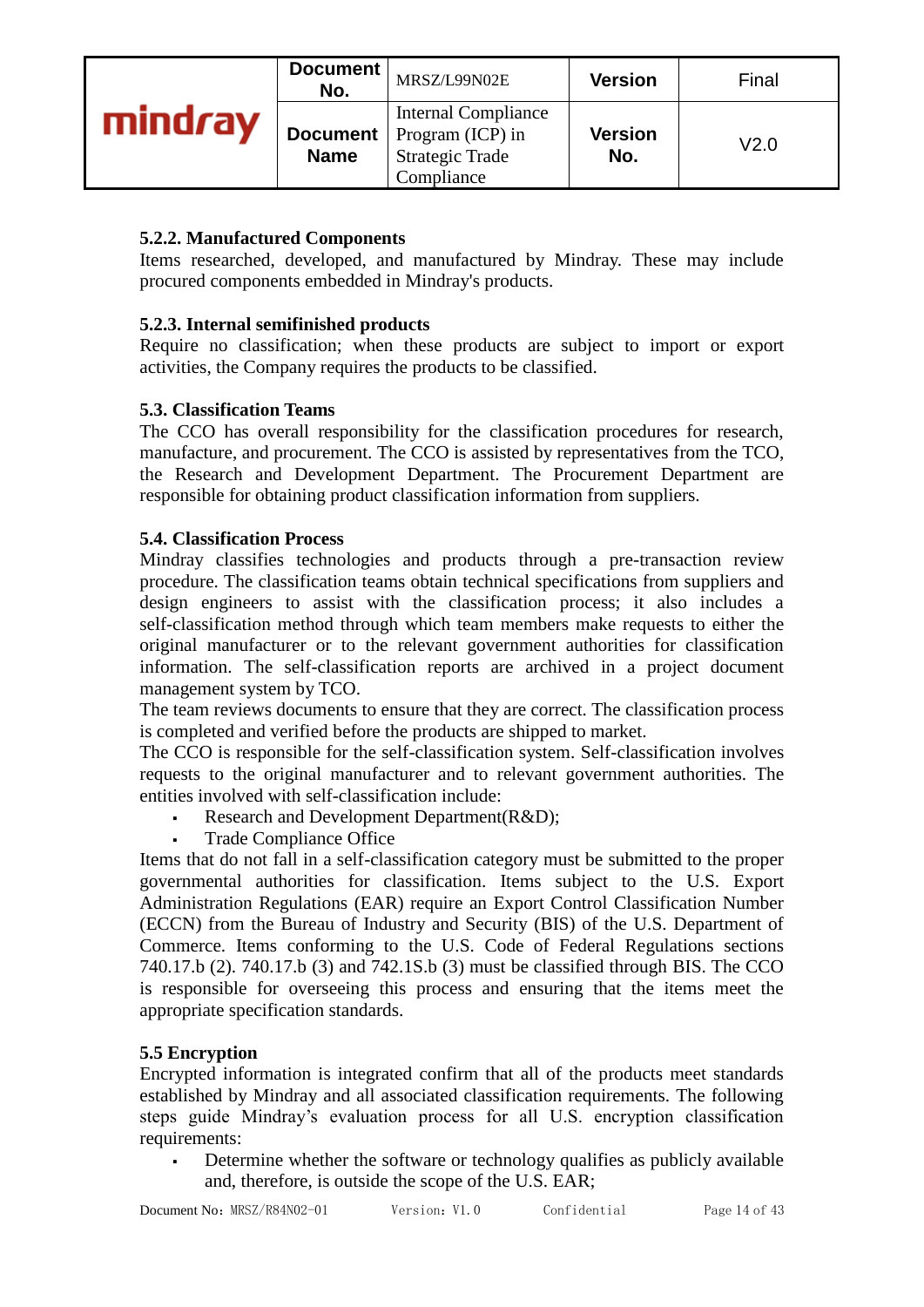### 5.2.2. Manufactured Components

Items researched, developed, and manufactured by Mindray. These may include procured components embedded in Mindray's products.

### 5.2.3. Internal semifinished products

Require no classification; when these products are subject to import or export activities, the Company requires the products to be classified.

### 5.3. Classification Teams

The CCO has overall responsibility for the classification procedures for research, manufacture, and procurement. The CCO is assisted by representatives from the TCO, the Research and Development Department. The Procurement Department are responsible for obtaining product classification information from suppliers.

### 5.4. Classification Process

Mindray classifies technologies and products through a pre-transaction review procedure. The classification teams obtain technical specifications from suppliers and design engineers to assist with the classification process; it also includes a self-classification method through which team members make requests to either the original manufacturer or to the relevant government authorities for classification information. The self-classification reports are archived in a project document management system by TCO.

The team reviews documents to ensure that they are correct. The classification process is completed and verified before the products are shipped to market.

The CCO is responsible for the self-classification system. Self-classification involves requests to the original manufacturer and to relevant government authorities. The entities involved with self-classification include:

- Research and Development Department(R&D);
- Trade Compliance Office

Items that do not fall in a self-classification category must be submitted to the proper governmental authorities for classification. Items subject to the U.S. Export Administration Regulations (EAR) require an Export Control Classification Number (ECCN) from the Bureau of Industry and Security (BIS) of the U.S. Department of Commerce. Items conforming to the U.S. Code of Federal Regulations sections 740.17.b (2). 740.17.b (3) and 742.1S.b (3) must be classified through BIS. The CCO is responsible for overseeing this process and ensuring that the items meet the appropriate specification standards.

### 5.5 Encryption

Encrypted information is integrated confirm that all of the products meet standards established by Mindray and all associated classification requirements. The following steps guide Mindray's evaluation process for all U.S. encryption classification requirements:

- Determine whether the software or technology qualifies as publicly available and, therefore, is outside the scope of the U.S. EAR;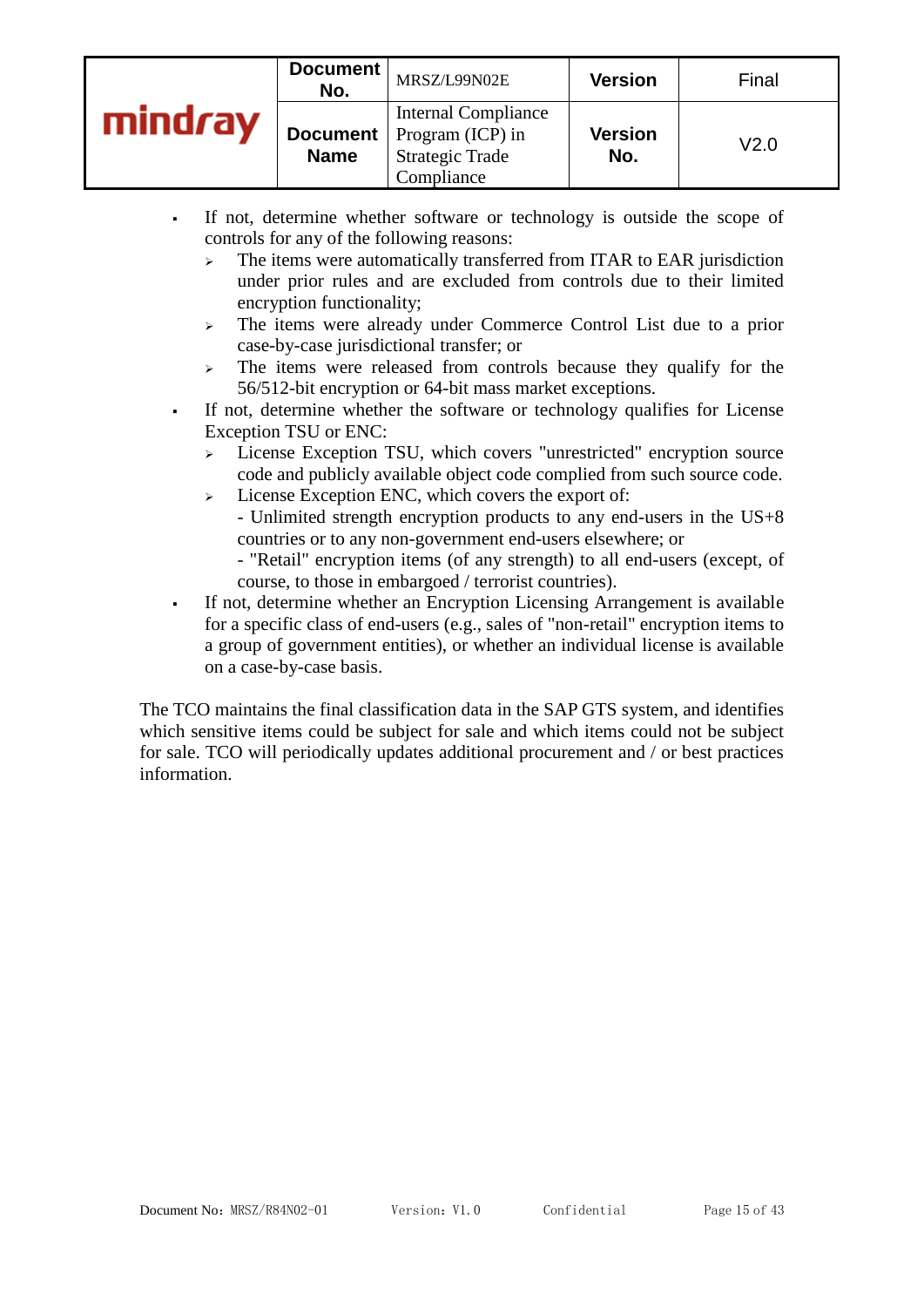- If not, determine whether software or technology is outside the scope of controls for any of the following reasons:
  - The items were automatically transferred from ITAR to EAR jurisdiction under prior rules and are excluded from controls due to their limited encryption functionality;
  - The items were already under Commerce Control List due to a prior case-by-case jurisdictional transfer; or
  - The items were released from controls because they qualify for the 56/512-bit encryption or 64-bit mass market exceptions.
- If not, determine whether the software or technology qualifies for License Exception TSU or ENC:
  - License Exception TSU, which covers "unrestricted" encryption source code and publicly available object code complied from such source code.
  - License Exception ENC, which covers the export of:
    - Unlimited strength encryption products to any end-users in the US+8 countries or to any non-government end-users elsewhere; or
    - "Retail" encryption items (of any strength) to all end-users (except, of course, to those in embargoed / terrorist countries).
- If not, determine whether an Encryption Licensing Arrangement is available for a specific class of end-users (e.g., sales of "non-retail" encryption items to a group of government entities), or whether an individual license is available on a case-by-case basis.

The TCO maintains the final classification data in the SAP GTS system, and identifies which sensitive items could be subject for sale and which items could not be subject for sale. TCO will periodically updates additional procurement and / or best practices information.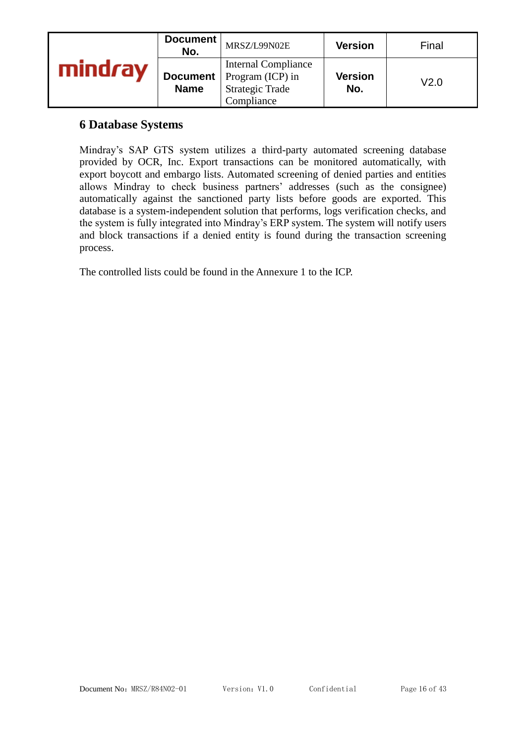# 6 Database Systems

Mindray's SAP GTS system utilizes a third-party automated screening database provided by OCR, Inc. Export transactions can be monitored automatically, with export boycott and embargo lists. Automated screening of denied parties and entities allows Mindray to check business partners' addresses (such as the consignee) automatically against the sanctioned party lists before goods are exported. This database is a system-independent solution that performs, logs verification checks, and the system is fully integrated into Mindray's ERP system. The system will notify users and block transactions if a denied entity is found during the transaction screening process.

The controlled lists could be found in the Annexure 1 to the ICP.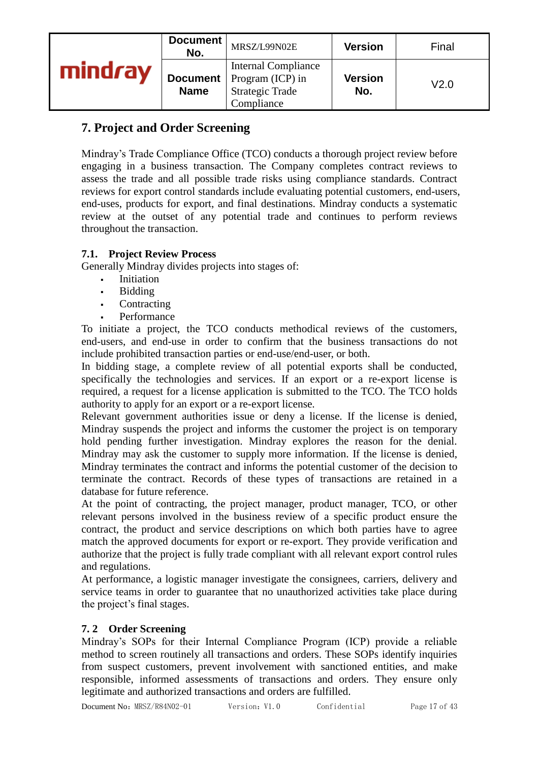## 7. Project and Order Screening

Mindray's Trade Compliance Office (TCO) conducts a thorough project review before engaging in a business transaction. The Company completes contract reviews to assess the trade and all possible trade risks using compliance standards. Contract reviews for export control standards include evaluating potential customers, end-users, end-uses, products for export, and final destinations. Mindray conducts a systematic review at the outset of any potential trade and continues to perform reviews throughout the transaction.

### 7.1. Project Review Process

Generally Mindray divides projects into stages of:

- Initiation
- Bidding
- Contracting
- Performance

To initiate a project, the TCO conducts methodical reviews of the customers, end-users, and end-use in order to confirm that the business transactions do not include prohibited transaction parties or end-use/end-user, or both.

In bidding stage, a complete review of all potential exports shall be conducted, specifically the technologies and services. If an export or a re-export license is required, a request for a license application is submitted to the TCO. The TCO holds authority to apply for an export or a re-export license.

Relevant government authorities issue or deny a license. If the license is denied, Mindray suspends the project and informs the customer the project is on temporary hold pending further investigation. Mindray explores the reason for the denial. Mindray may ask the customer to supply more information. If the license is denied, Mindray terminates the contract and informs the potential customer of the decision to terminate the contract. Records of these types of transactions are retained in a database for future reference.

At the point of contracting, the project manager, product manager, TCO, or other relevant persons involved in the business review of a specific product ensure the contract, the product and service descriptions on which both parties have to agree match the approved documents for export or re-export. They provide verification and authorize that the project is fully trade compliant with all relevant export control rules and regulations.

At performance, a logistic manager investigate the consignees, carriers, delivery and service teams in order to guarantee that no unauthorized activities take place during the project's final stages.

### 7. 2 Order Screening

Mindray's SOPs for their Internal Compliance Program (ICP) provide a reliable method to screen routinely all transactions and orders. These SOPs identify inquiries from suspect customers, prevent involvement with sanctioned entities, and make responsible, informed assessments of transactions and orders. They ensure only legitimate and authorized transactions and orders are fulfilled.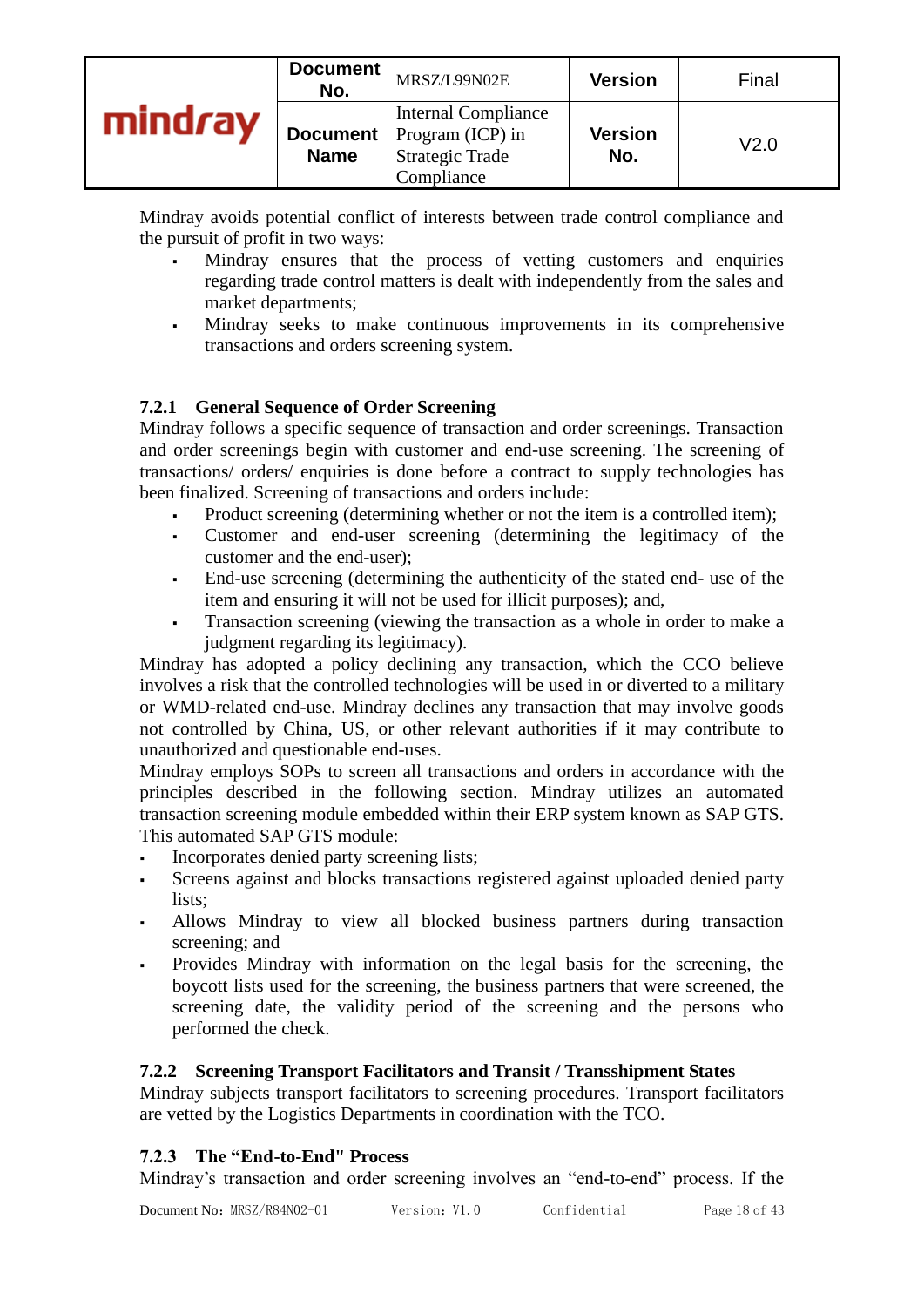Mindray avoids potential conflict of interests between trade control compliance and the pursuit of profit in two ways:

- Mindray ensures that the process of vetting customers and enquiries regarding trade control matters is dealt with independently from the sales and market departments;
- Mindray seeks to make continuous improvements in its comprehensive transactions and orders screening system.

### 7.2.1 General Sequence of Order Screening

Mindray follows a specific sequence of transaction and order screenings. Transaction and order screenings begin with customer and end-use screening. The screening of transactions/ orders/ enquiries is done before a contract to supply technologies has been finalized. Screening of transactions and orders include:

- Product screening (determining whether or not the item is a controlled item);
- Customer and end-user screening (determining the legitimacy of the customer and the end-user);
- End-use screening (determining the authenticity of the stated end- use of the item and ensuring it will not be used for illicit purposes); and,
- Transaction screening (viewing the transaction as a whole in order to make a judgment regarding its legitimacy).

Mindray has adopted a policy declining any transaction, which the CCO believe involves a risk that the controlled technologies will be used in or diverted to a military or WMD-related end-use. Mindray declines any transaction that may involve goods not controlled by China, US, or other relevant authorities if it may contribute to unauthorized and questionable end-uses.

Mindray employs SOPs to screen all transactions and orders in accordance with the principles described in the following section. Mindray utilizes an automated transaction screening module embedded within their ERP system known as SAP GTS. This automated SAP GTS module:

- Incorporates denied party screening lists;
- Screens against and blocks transactions registered against uploaded denied party lists;
- Allows Mindray to view all blocked business partners during transaction screening; and
- Provides Mindray with information on the legal basis for the screening, the boycott lists used for the screening, the business partners that were screened, the screening date, the validity period of the screening and the persons who performed the check.

### 7.2.2 Screening Transport Facilitators and Transit / Transshipment States

Mindray subjects transport facilitators to screening procedures. Transport facilitators are vetted by the Logistics Departments in coordination with the TCO.

### 7.2.3 The "End-to-End" Process

Mindray's transaction and order screening involves an "end-to-end" process. If the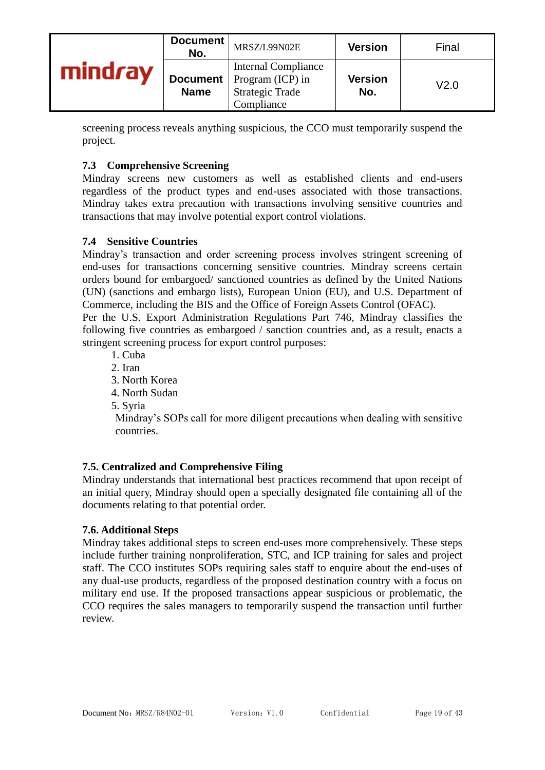screening process reveals anything suspicious, the CCO must temporarily suspend the project.

### 7.3 Comprehensive Screening

Mindray screens new customers as well as established clients and end-users regardless of the product types and end-uses associated with those transactions. Mindray takes extra precaution with transactions involving sensitive countries and transactions that may involve potential export control violations.

### 7.4 Sensitive Countries

Mindray's transaction and order screening process involves stringent screening of end-uses for transactions concerning sensitive countries. Mindray screens certain orders bound for embargoed/ sanctioned countries as defined by the United Nations (UN) (sanctions and embargo lists), European Union (EU), and U.S. Department of Commerce, including the BIS and the Office of Foreign Assets Control (OFAC).

Per the U.S. Export Administration Regulations Part 746, Mindray classifies the following five countries as embargoed / sanction countries and, as a result, enacts a stringent screening process for export control purposes:

1. Cuba
2. Iran
3. North Korea
4. North Sudan
5. Syria

Mindray's SOPs call for more diligent precautions when dealing with sensitive countries.

### 7.5. Centralized and Comprehensive Filing

Mindray understands that international best practices recommend that upon receipt of an initial query, Mindray should open a specially designated file containing all of the documents relating to that potential order.

### 7.6. Additional Steps

Mindray takes additional steps to screen end-uses more comprehensively. These steps include further training nonproliferation, STC, and ICP training for sales and project staff. The CCO institutes SOPs requiring sales staff to enquire about the end-uses of any dual-use products, regardless of the proposed destination country with a focus on military end use. If the proposed transactions appear suspicious or problematic, the CCO requires the sales managers to temporarily suspend the transaction until further review.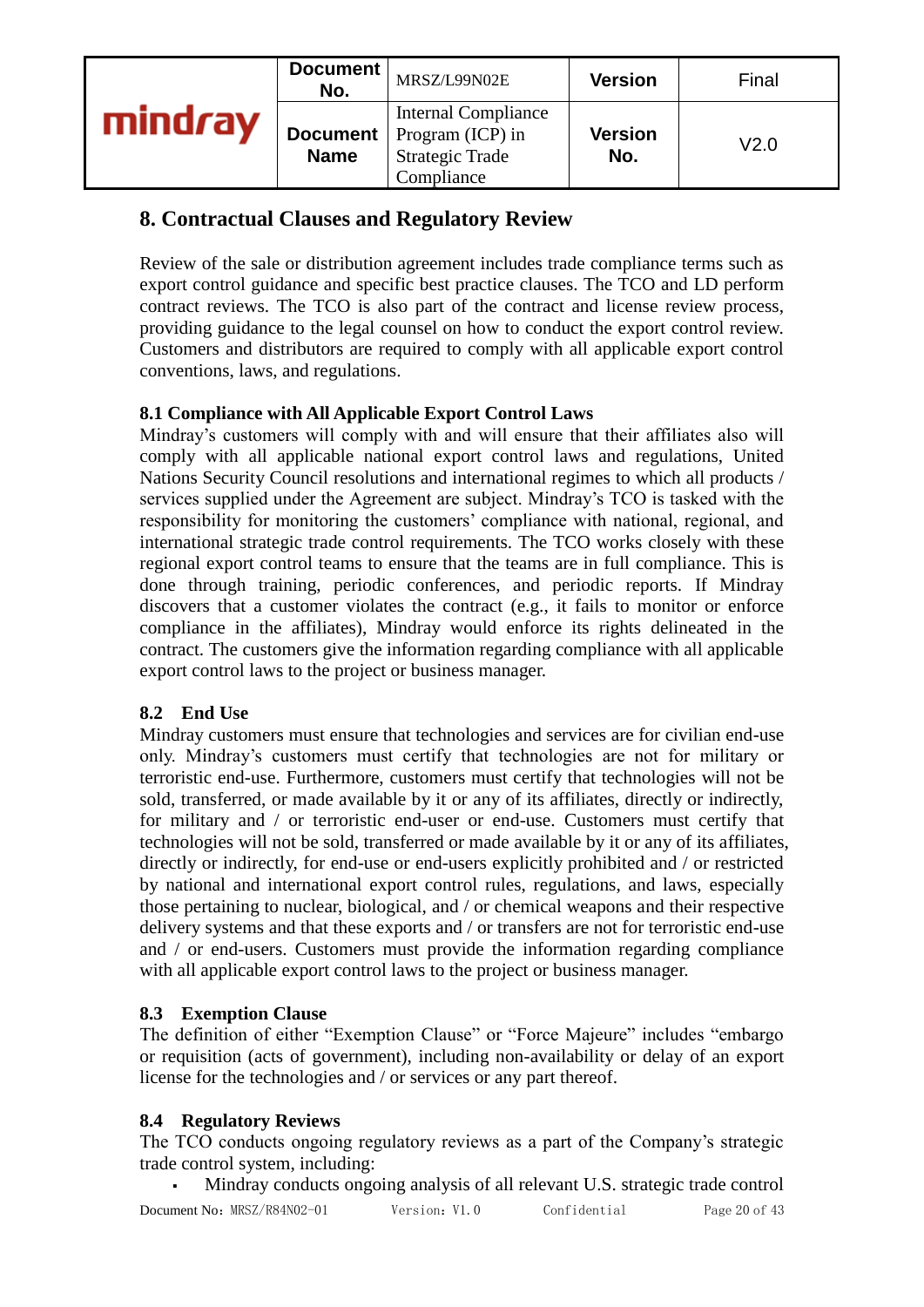# 8. Contractual Clauses and Regulatory Review

Review of the sale or distribution agreement includes trade compliance terms such as export control guidance and specific best practice clauses. The TCO and LD perform contract reviews. The TCO is also part of the contract and license review process, providing guidance to the legal counsel on how to conduct the export control review. Customers and distributors are required to comply with all applicable export control conventions, laws, and regulations.

## 8.1 Compliance with All Applicable Export Control Laws

Mindray's customers will comply with and will ensure that their affiliates also will comply with all applicable national export control laws and regulations, United Nations Security Council resolutions and international regimes to which all products / services supplied under the Agreement are subject. Mindray's TCO is tasked with the responsibility for monitoring the customers' compliance with national, regional, and international strategic trade control requirements. The TCO works closely with these regional export control teams to ensure that the teams are in full compliance. This is done through training, periodic conferences, and periodic reports. If Mindray discovers that a customer violates the contract (e.g., it fails to monitor or enforce compliance in the affiliates), Mindray would enforce its rights delineated in the contract. The customers give the information regarding compliance with all applicable export control laws to the project or business manager.

## 8.2 End Use

Mindray customers must ensure that technologies and services are for civilian end-use only. Mindray's customers must certify that technologies are not for military or terroristic end-use. Furthermore, customers must certify that technologies will not be sold, transferred, or made available by it or any of its affiliates, directly or indirectly, for military and / or terroristic end-user or end-use. Customers must certify that technologies will not be sold, transferred or made available by it or any of its affiliates, directly or indirectly, for end-use or end-users explicitly prohibited and / or restricted by national and international export control rules, regulations, and laws, especially those pertaining to nuclear, biological, and / or chemical weapons and their respective delivery systems and that these exports and / or transfers are not for terroristic end-use and / or end-users. Customers must provide the information regarding compliance with all applicable export control laws to the project or business manager.

## 8.3 Exemption Clause

The definition of either "Exemption Clause" or "Force Majeure" includes "embargo or requisition (acts of government), including non-availability or delay of an export license for the technologies and / or services or any part thereof.

## 8.4 Regulatory Reviews

The TCO conducts ongoing regulatory reviews as a part of the Company's strategic trade control system, including:

- Mindray conducts ongoing analysis of all relevant U.S. strategic trade control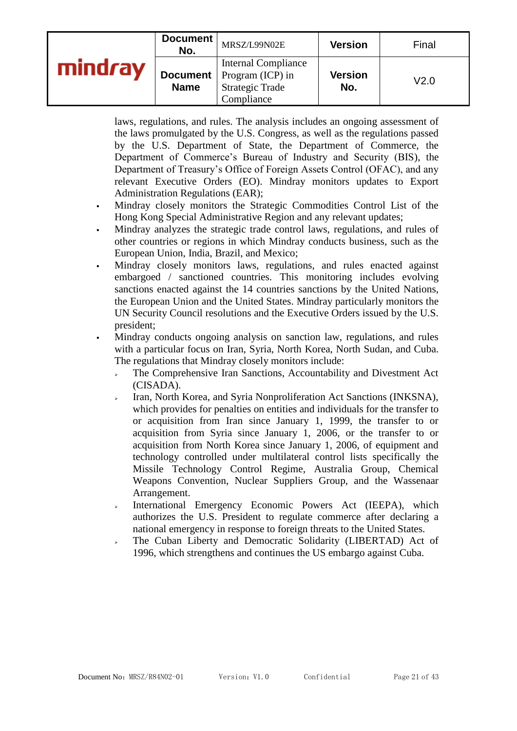laws, regulations, and rules. The analysis includes an ongoing assessment of the laws promulgated by the U.S. Congress, as well as the regulations passed by the U.S. Department of State, the Department of Commerce, the Department of Commerce's Bureau of Industry and Security (BIS), the Department of Treasury's Office of Foreign Assets Control (OFAC), and any relevant Executive Orders (EO). Mindray monitors updates to Export Administration Regulations (EAR);

- Mindray closely monitors the Strategic Commodities Control List of the Hong Kong Special Administrative Region and any relevant updates;
- Mindray analyzes the strategic trade control laws, regulations, and rules of other countries or regions in which Mindray conducts business, such as the European Union, India, Brazil, and Mexico;
- Mindray closely monitors laws, regulations, and rules enacted against embargoed / sanctioned countries. This monitoring includes evolving sanctions enacted against the 14 countries sanctions by the United Nations, the European Union and the United States. Mindray particularly monitors the UN Security Council resolutions and the Executive Orders issued by the U.S. president;
- Mindray conducts ongoing analysis on sanction law, regulations, and rules with a particular focus on Iran, Syria, North Korea, North Sudan, and Cuba. The regulations that Mindray closely monitors include:
  - The Comprehensive Iran Sanctions, Accountability and Divestment Act (CISADA).
  - Iran, North Korea, and Syria Nonproliferation Act Sanctions (INKSNA), which provides for penalties on entities and individuals for the transfer to or acquisition from Iran since January 1, 1999, the transfer to or acquisition from Syria since January 1, 2006, or the transfer to or acquisition from North Korea since January 1, 2006, of equipment and technology controlled under multilateral control lists specifically the Missile Technology Control Regime, Australia Group, Chemical Weapons Convention, Nuclear Suppliers Group, and the Wassenaar Arrangement.
  - International Emergency Economic Powers Act (IEEPA), which authorizes the U.S. President to regulate commerce after declaring a national emergency in response to foreign threats to the United States.
  - The Cuban Liberty and Democratic Solidarity (LIBERTAD) Act of 1996, which strengthens and continues the US embargo against Cuba.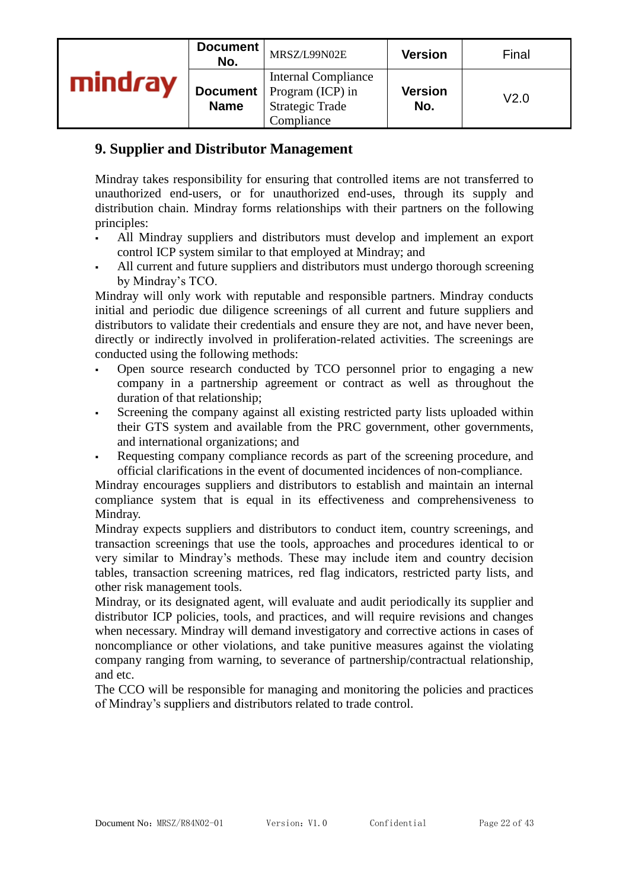## 9. Supplier and Distributor Management

Mindray takes responsibility for ensuring that controlled items are not transferred to unauthorized end-users, or for unauthorized end-uses, through its supply and distribution chain. Mindray forms relationships with their partners on the following principles:

- All Mindray suppliers and distributors must develop and implement an export control ICP system similar to that employed at Mindray; and
- All current and future suppliers and distributors must undergo thorough screening by Mindray's TCO.

Mindray will only work with reputable and responsible partners. Mindray conducts initial and periodic due diligence screenings of all current and future suppliers and distributors to validate their credentials and ensure they are not, and have never been, directly or indirectly involved in proliferation-related activities. The screenings are conducted using the following methods:

- Open source research conducted by TCO personnel prior to engaging a new company in a partnership agreement or contract as well as throughout the duration of that relationship;
- Screening the company against all existing restricted party lists uploaded within their GTS system and available from the PRC government, other governments, and international organizations; and
- Requesting company compliance records as part of the screening procedure, and official clarifications in the event of documented incidences of non-compliance.

Mindray encourages suppliers and distributors to establish and maintain an internal compliance system that is equal in its effectiveness and comprehensiveness to Mindray.

Mindray expects suppliers and distributors to conduct item, country screenings, and transaction screenings that use the tools, approaches and procedures identical to or very similar to Mindray's methods. These may include item and country decision tables, transaction screening matrices, red flag indicators, restricted party lists, and other risk management tools.

Mindray, or its designated agent, will evaluate and audit periodically its supplier and distributor ICP policies, tools, and practices, and will require revisions and changes when necessary. Mindray will demand investigatory and corrective actions in cases of noncompliance or other violations, and take punitive measures against the violating company ranging from warning, to severance of partnership/contractual relationship, and etc.

The CCO will be responsible for managing and monitoring the policies and practices of Mindray's suppliers and distributors related to trade control.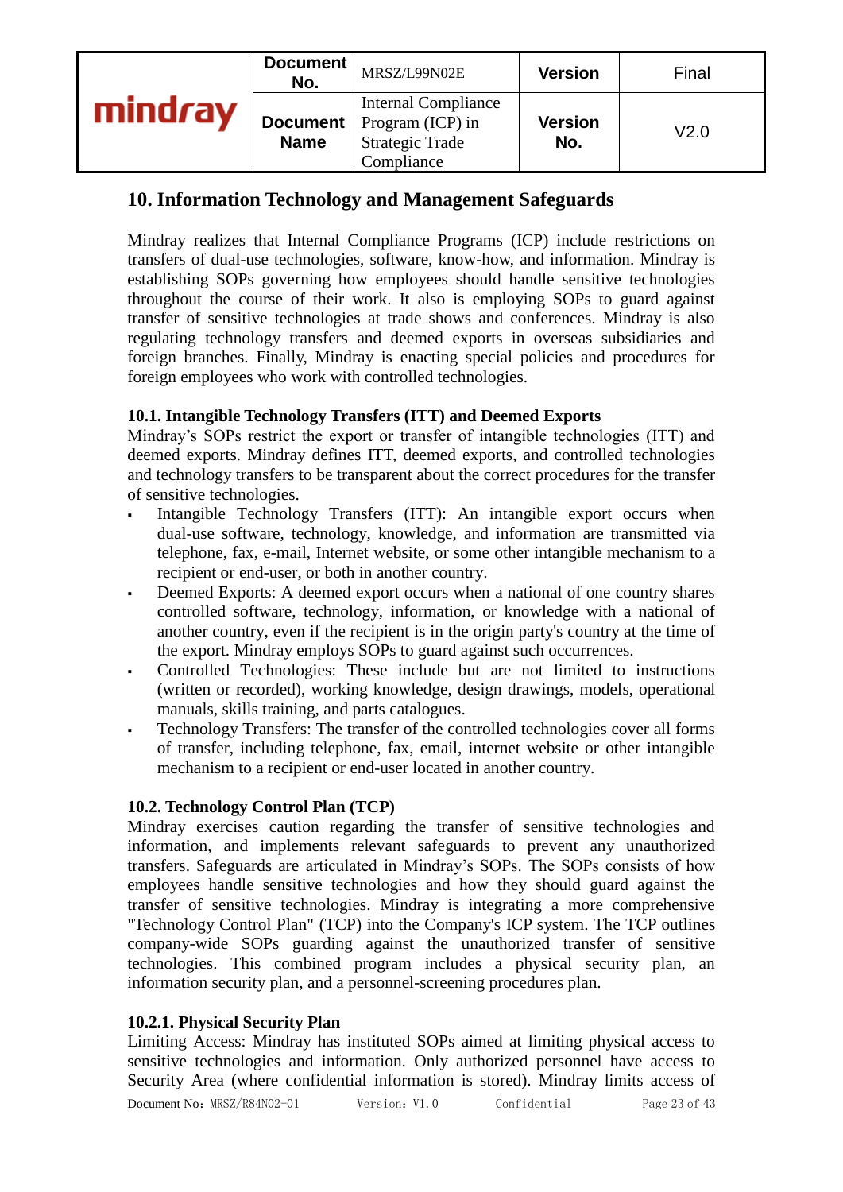## 10. Information Technology and Management Safeguards

Mindray realizes that Internal Compliance Programs (ICP) include restrictions on transfers of dual-use technologies, software, know-how, and information. Mindray is establishing SOPs governing how employees should handle sensitive technologies throughout the course of their work. It also is employing SOPs to guard against transfer of sensitive technologies at trade shows and conferences. Mindray is also regulating technology transfers and deemed exports in overseas subsidiaries and foreign branches. Finally, Mindray is enacting special policies and procedures for foreign employees who work with controlled technologies.

### 10.1. Intangible Technology Transfers (ITT) and Deemed Exports

Mindray's SOPs restrict the export or transfer of intangible technologies (ITT) and deemed exports. Mindray defines ITT, deemed exports, and controlled technologies and technology transfers to be transparent about the correct procedures for the transfer of sensitive technologies.

- Intangible Technology Transfers (ITT): An intangible export occurs when dual-use software, technology, knowledge, and information are transmitted via telephone, fax, e-mail, Internet website, or some other intangible mechanism to a recipient or end-user, or both in another country.
- Deemed Exports: A deemed export occurs when a national of one country shares controlled software, technology, information, or knowledge with a national of another country, even if the recipient is in the origin party's country at the time of the export. Mindray employs SOPs to guard against such occurrences.
- Controlled Technologies: These include but are not limited to instructions (written or recorded), working knowledge, design drawings, models, operational manuals, skills training, and parts catalogues.
- Technology Transfers: The transfer of the controlled technologies cover all forms of transfer, including telephone, fax, email, internet website or other intangible mechanism to a recipient or end-user located in another country.

### 10.2. Technology Control Plan (TCP)

Mindray exercises caution regarding the transfer of sensitive technologies and information, and implements relevant safeguards to prevent any unauthorized transfers. Safeguards are articulated in Mindray's SOPs. The SOPs consists of how employees handle sensitive technologies and how they should guard against the transfer of sensitive technologies. Mindray is integrating a more comprehensive "Technology Control Plan" (TCP) into the Company's ICP system. The TCP outlines company-wide SOPs guarding against the unauthorized transfer of sensitive technologies. This combined program includes a physical security plan, an information security plan, and a personnel-screening procedures plan.

#### 10.2.1. Physical Security Plan

Limiting Access: Mindray has instituted SOPs aimed at limiting physical access to sensitive technologies and information. Only authorized personnel have access to Security Area (where confidential information is stored). Mindray limits access of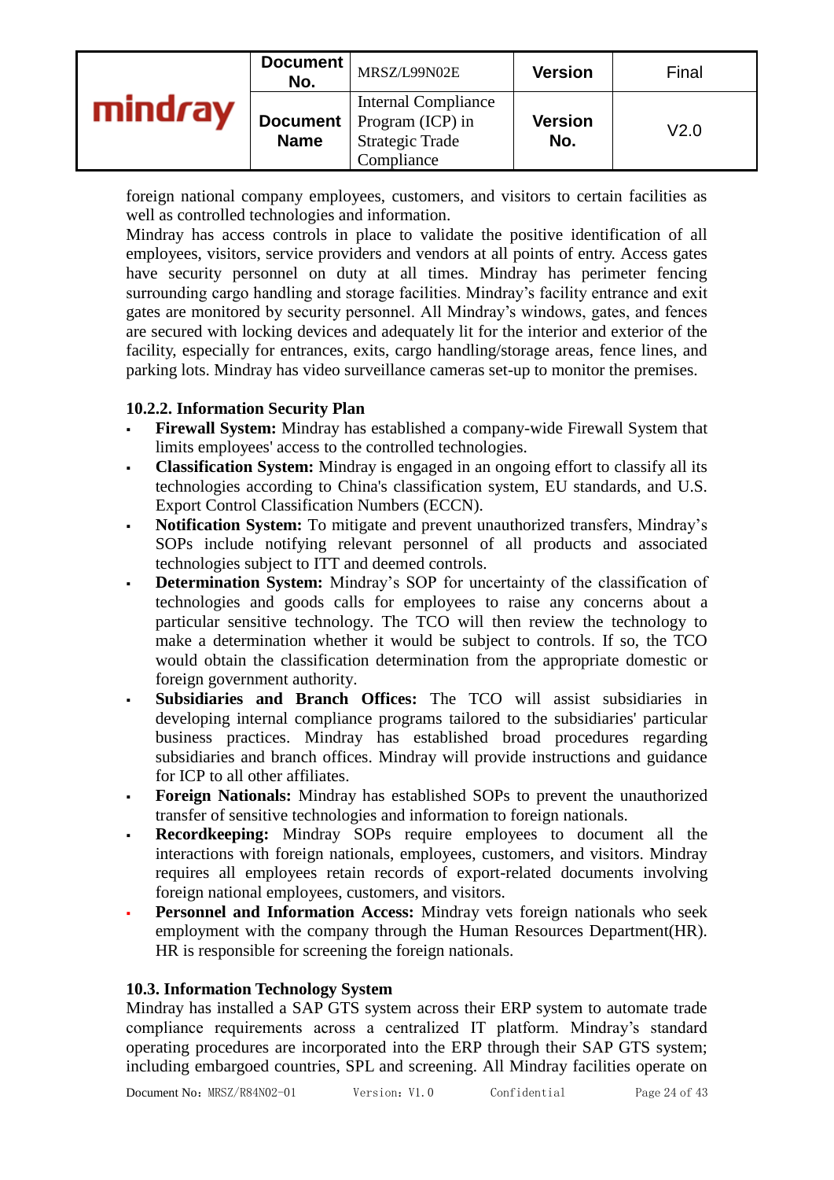foreign national company employees, customers, and visitors to certain facilities as well as controlled technologies and information.

Mindray has access controls in place to validate the positive identification of all employees, visitors, service providers and vendors at all points of entry. Access gates have security personnel on duty at all times. Mindray has perimeter fencing surrounding cargo handling and storage facilities. Mindray's facility entrance and exit gates are monitored by security personnel. All Mindray's windows, gates, and fences are secured with locking devices and adequately lit for the interior and exterior of the facility, especially for entrances, exits, cargo handling/storage areas, fence lines, and parking lots. Mindray has video surveillance cameras set-up to monitor the premises.

### 10.2.2. Information Security Plan

- **Firewall System:** Mindray has established a company-wide Firewall System that limits employees' access to the controlled technologies.
- **Classification System:** Mindray is engaged in an ongoing effort to classify all its technologies according to China's classification system, EU standards, and U.S. Export Control Classification Numbers (ECCN).
- **Notification System:** To mitigate and prevent unauthorized transfers, Mindray's SOPs include notifying relevant personnel of all products and associated technologies subject to ITT and deemed controls.
- **Determination System:** Mindray's SOP for uncertainty of the classification of technologies and goods calls for employees to raise any concerns about a particular sensitive technology. The TCO will then review the technology to make a determination whether it would be subject to controls. If so, the TCO would obtain the classification determination from the appropriate domestic or foreign government authority.
- **Subsidiaries and Branch Offices:** The TCO will assist subsidiaries in developing internal compliance programs tailored to the subsidiaries' particular business practices. Mindray has established broad procedures regarding subsidiaries and branch offices. Mindray will provide instructions and guidance for ICP to all other affiliates.
- **Foreign Nationals:** Mindray has established SOPs to prevent the unauthorized transfer of sensitive technologies and information to foreign nationals.
- **Recordkeeping:** Mindray SOPs require employees to document all the interactions with foreign nationals, employees, customers, and visitors. Mindray requires all employees retain records of export-related documents involving foreign national employees, customers, and visitors.
- **Personnel and Information Access:** Mindray vets foreign nationals who seek employment with the company through the Human Resources Department(HR). HR is responsible for screening the foreign nationals.

## 10.3. Information Technology System

Mindray has installed a SAP GTS system across their ERP system to automate trade compliance requirements across a centralized IT platform. Mindray's standard operating procedures are incorporated into the ERP through their SAP GTS system; including embargoed countries, SPL and screening. All Mindray facilities operate on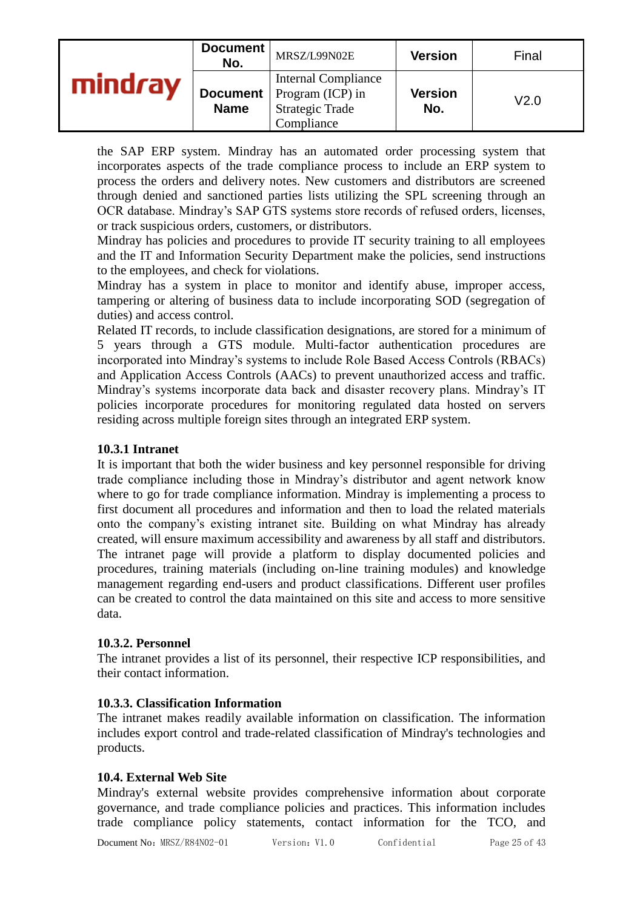the SAP ERP system. Mindray has an automated order processing system that incorporates aspects of the trade compliance process to include an ERP system to process the orders and delivery notes. New customers and distributors are screened through denied and sanctioned parties lists utilizing the SPL screening through an OCR database. Mindray's SAP GTS systems store records of refused orders, licenses, or track suspicious orders, customers, or distributors.

Mindray has policies and procedures to provide IT security training to all employees and the IT and Information Security Department make the policies, send instructions to the employees, and check for violations.

Mindray has a system in place to monitor and identify abuse, improper access, tampering or altering of business data to include incorporating SOD (segregation of duties) and access control.

Related IT records, to include classification designations, are stored for a minimum of 5 years through a GTS module. Multi-factor authentication procedures are incorporated into Mindray's systems to include Role Based Access Controls (RBACs) and Application Access Controls (AACs) to prevent unauthorized access and traffic. Mindray's systems incorporate data back and disaster recovery plans. Mindray's IT policies incorporate procedures for monitoring regulated data hosted on servers residing across multiple foreign sites through an integrated ERP system.

### 10.3.1 Intranet

It is important that both the wider business and key personnel responsible for driving trade compliance including those in Mindray's distributor and agent network know where to go for trade compliance information. Mindray is implementing a process to first document all procedures and information and then to load the related materials onto the company's existing intranet site. Building on what Mindray has already created, will ensure maximum accessibility and awareness by all staff and distributors. The intranet page will provide a platform to display documented policies and procedures, training materials (including on-line training modules) and knowledge management regarding end-users and product classifications. Different user profiles can be created to control the data maintained on this site and access to more sensitive data.

### 10.3.2. Personnel

The intranet provides a list of its personnel, their respective ICP responsibilities, and their contact information.

### 10.3.3. Classification Information

The intranet makes readily available information on classification. The information includes export control and trade-related classification of Mindray's technologies and products.

## 10.4. External Web Site

Mindray's external website provides comprehensive information about corporate governance, and trade compliance policies and practices. This information includes trade compliance policy statements, contact information for the TCO, and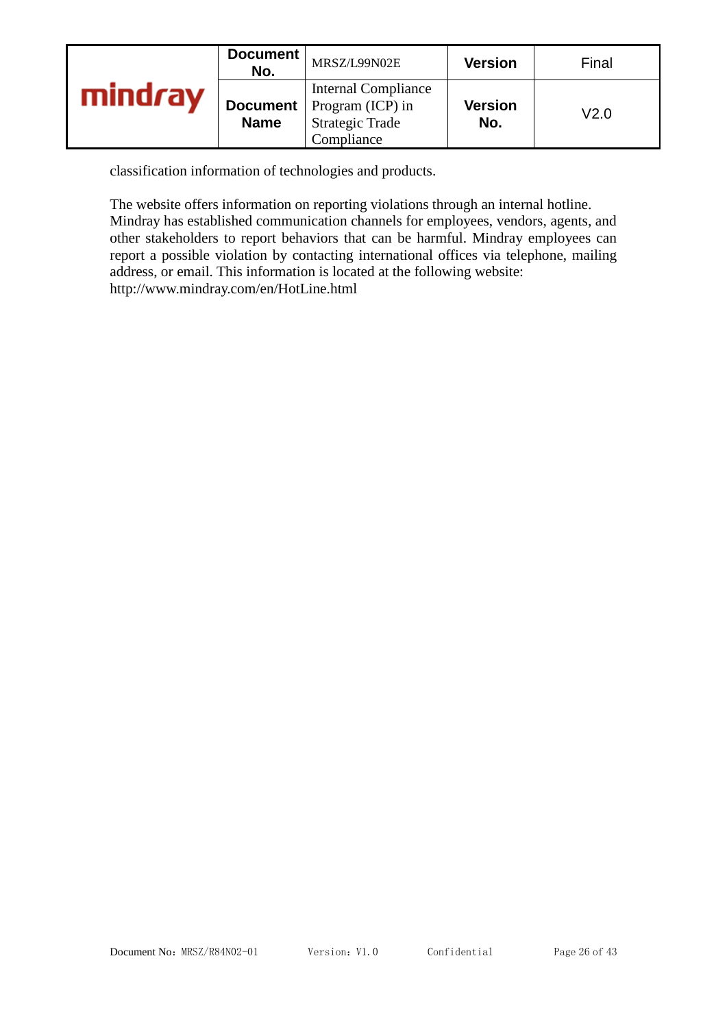classification information of technologies and products.

The website offers information on reporting violations through an internal hotline. Mindray has established communication channels for employees, vendors, agents, and other stakeholders to report behaviors that can be harmful. Mindray employees can report a possible violation by contacting international offices via telephone, mailing address, or email. This information is located at the following website: http://www.mindray.com/en/HotLine.html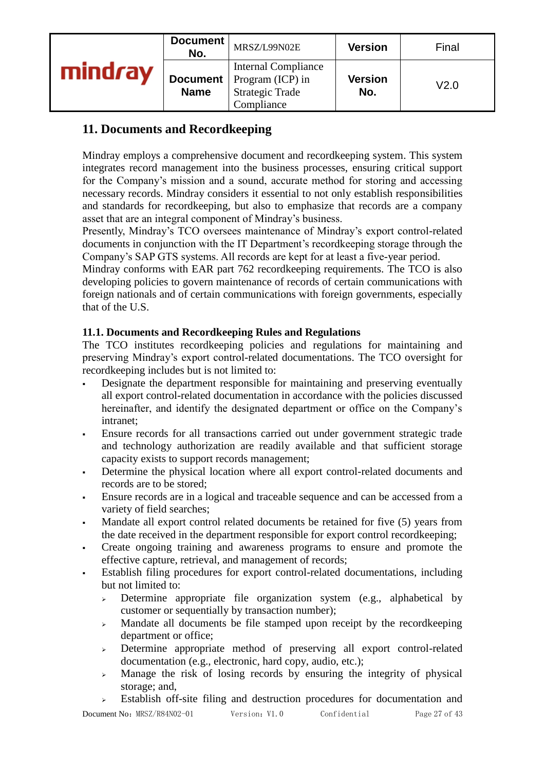## 11. Documents and Recordkeeping

Mindray employs a comprehensive document and recordkeeping system. This system integrates record management into the business processes, ensuring critical support for the Company's mission and a sound, accurate method for storing and accessing necessary records. Mindray considers it essential to not only establish responsibilities and standards for recordkeeping, but also to emphasize that records are a company asset that are an integral component of Mindray's business.

Presently, Mindray's TCO oversees maintenance of Mindray's export control-related documents in conjunction with the IT Department's recordkeeping storage through the Company's SAP GTS systems. All records are kept for at least a five-year period.

Mindray conforms with EAR part 762 recordkeeping requirements. The TCO is also developing policies to govern maintenance of records of certain communications with foreign nationals and of certain communications with foreign governments, especially that of the U.S.

### 11.1. Documents and Recordkeeping Rules and Regulations

The TCO institutes recordkeeping policies and regulations for maintaining and preserving Mindray's export control-related documentations. The TCO oversight for recordkeeping includes but is not limited to:

- Designate the department responsible for maintaining and preserving eventually all export control-related documentation in accordance with the policies discussed hereinafter, and identify the designated department or office on the Company's intranet;
- Ensure records for all transactions carried out under government strategic trade and technology authorization are readily available and that sufficient storage capacity exists to support records management;
- Determine the physical location where all export control-related documents and records are to be stored;
- Ensure records are in a logical and traceable sequence and can be accessed from a variety of field searches;
- Mandate all export control related documents be retained for five (5) years from the date received in the department responsible for export control recordkeeping;
- Create ongoing training and awareness programs to ensure and promote the effective capture, retrieval, and management of records;
- Establish filing procedures for export control-related documentations, including but not limited to:
  - Determine appropriate file organization system (e.g., alphabetical by customer or sequentially by transaction number);
  - Mandate all documents be file stamped upon receipt by the recordkeeping department or office;
  - Determine appropriate method of preserving all export control-related documentation (e.g., electronic, hard copy, audio, etc.);
  - Manage the risk of losing records by ensuring the integrity of physical storage; and,
  - Establish off-site filing and destruction procedures for documentation and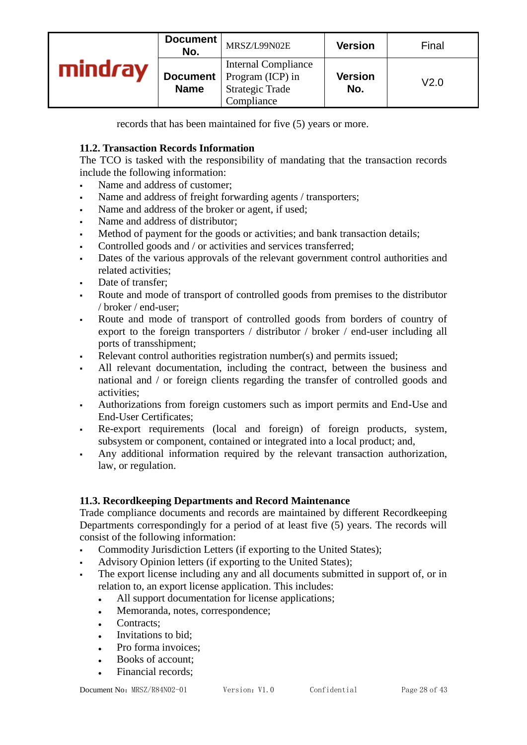records that has been maintained for five (5) years or more.

### 11.2. Transaction Records Information

The TCO is tasked with the responsibility of mandating that the transaction records include the following information:

- Name and address of customer;
- Name and address of freight forwarding agents / transporters;
- Name and address of the broker or agent, if used;
- Name and address of distributor;
- Method of payment for the goods or activities; and bank transaction details;
- Controlled goods and / or activities and services transferred;
- Dates of the various approvals of the relevant government control authorities and related activities;
- Date of transfer;
- Route and mode of transport of controlled goods from premises to the distributor / broker / end-user;
- Route and mode of transport of controlled goods from borders of country of export to the foreign transporters / distributor / broker / end-user including all ports of transshipment;
- Relevant control authorities registration number(s) and permits issued;
- All relevant documentation, including the contract, between the business and national and / or foreign clients regarding the transfer of controlled goods and activities;
- Authorizations from foreign customers such as import permits and End-Use and End-User Certificates;
- Re-export requirements (local and foreign) of foreign products, system, subsystem or component, contained or integrated into a local product; and,
- Any additional information required by the relevant transaction authorization, law, or regulation.

### 11.3. Recordkeeping Departments and Record Maintenance

Trade compliance documents and records are maintained by different Recordkeeping Departments correspondingly for a period of at least five (5) years. The records will consist of the following information:

- Commodity Jurisdiction Letters (if exporting to the United States);
- Advisory Opinion letters (if exporting to the United States);
- The export license including any and all documents submitted in support of, or in relation to, an export license application. This includes:
  - All support documentation for license applications;
  - Memoranda, notes, correspondence;
  - Contracts;
  - Invitations to bid;
  - Pro forma invoices;
  - Books of account;
  - Financial records;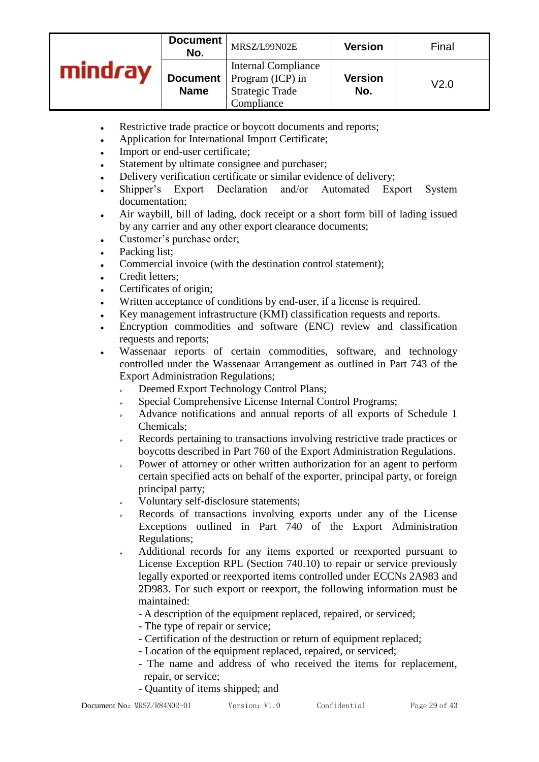- Restrictive trade practice or boycott documents and reports;
- Application for International Import Certificate;
- Import or end-user certificate;
- Statement by ultimate consignee and purchaser;
- Delivery verification certificate or similar evidence of delivery;
- Shipper's Export Declaration and/or Automated Export System documentation;
- Air waybill, bill of lading, dock receipt or a short form bill of lading issued by any carrier and any other export clearance documents;
- Customer's purchase order;
- Packing list;
- Commercial invoice (with the destination control statement);
- Credit letters;
- Certificates of origin;
- Written acceptance of conditions by end-user, if a license is required.
- Key management infrastructure (KMI) classification requests and reports.
- Encryption commodities and software (ENC) review and classification requests and reports;
- Wassenaar reports of certain commodities, software, and technology controlled under the Wassenaar Arrangement as outlined in Part 743 of the Export Administration Regulations;
  - Deemed Export Technology Control Plans;
  - Special Comprehensive License Internal Control Programs;
  - Advance notifications and annual reports of all exports of Schedule 1 Chemicals;
  - Records pertaining to transactions involving restrictive trade practices or boycotts described in Part 760 of the Export Administration Regulations.
  - Power of attorney or other written authorization for an agent to perform certain specified acts on behalf of the exporter, principal party, or foreign principal party;
  - Voluntary self-disclosure statements;
  - Records of transactions involving exports under any of the License Exceptions outlined in Part 740 of the Export Administration Regulations;
  - Additional records for any items exported or reexported pursuant to License Exception RPL (Section 740.10) to repair or service previously legally exported or reexported items controlled under ECCNs 2A983 and 2D983. For such export or reexport, the following information must be maintained:

    - A description of the equipment replaced, repaired, or serviced;
    - The type of repair or service;
    - Certification of the destruction or return of equipment replaced;
    - Location of the equipment replaced, repaired, or serviced;
    - The name and address of who received the items for replacement, repair, or service;
    - Quantity of items shipped; and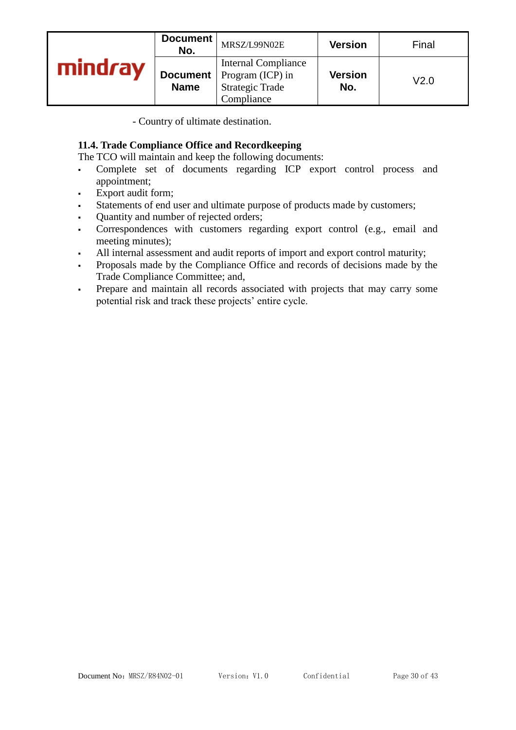- Country of ultimate destination.

### 11.4. Trade Compliance Office and Recordkeeping

The TCO will maintain and keep the following documents:

- Complete set of documents regarding ICP export control process and appointment;
- Export audit form;
- Statements of end user and ultimate purpose of products made by customers;
- Quantity and number of rejected orders;
- Correspondences with customers regarding export control (e.g., email and meeting minutes);
- All internal assessment and audit reports of import and export control maturity;
- Proposals made by the Compliance Office and records of decisions made by the Trade Compliance Committee; and,
- Prepare and maintain all records associated with projects that may carry some potential risk and track these projects' entire cycle.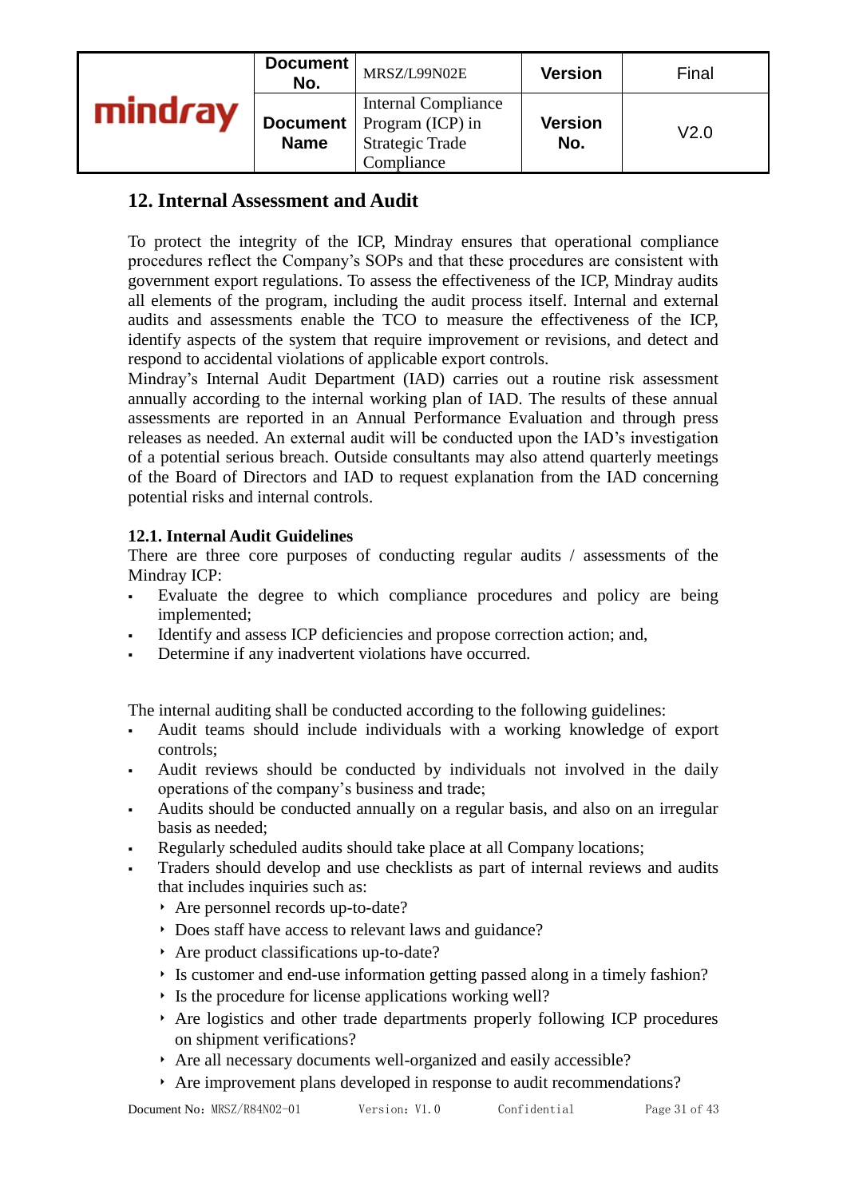## 12. Internal Assessment and Audit

To protect the integrity of the ICP, Mindray ensures that operational compliance procedures reflect the Company's SOPs and that these procedures are consistent with government export regulations. To assess the effectiveness of the ICP, Mindray audits all elements of the program, including the audit process itself. Internal and external audits and assessments enable the TCO to measure the effectiveness of the ICP, identify aspects of the system that require improvement or revisions, and detect and respond to accidental violations of applicable export controls.

Mindray's Internal Audit Department (IAD) carries out a routine risk assessment annually according to the internal working plan of IAD. The results of these annual assessments are reported in an Annual Performance Evaluation and through press releases as needed. An external audit will be conducted upon the IAD's investigation of a potential serious breach. Outside consultants may also attend quarterly meetings of the Board of Directors and IAD to request explanation from the IAD concerning potential risks and internal controls.

### 12.1. Internal Audit Guidelines

There are three core purposes of conducting regular audits / assessments of the Mindray ICP:

- Evaluate the degree to which compliance procedures and policy are being implemented;
- Identify and assess ICP deficiencies and propose correction action; and,
- Determine if any inadvertent violations have occurred.

The internal auditing shall be conducted according to the following guidelines:

- Audit teams should include individuals with a working knowledge of export controls;
- Audit reviews should be conducted by individuals not involved in the daily operations of the company's business and trade;
- Audits should be conducted annually on a regular basis, and also on an irregular basis as needed;
- Regularly scheduled audits should take place at all Company locations;
- Traders should develop and use checklists as part of internal reviews and audits that includes inquiries such as:
  - Are personnel records up-to-date?
  - Does staff have access to relevant laws and guidance?
  - Are product classifications up-to-date?
  - Is customer and end-use information getting passed along in a timely fashion?
  - Is the procedure for license applications working well?
  - Are logistics and other trade departments properly following ICP procedures on shipment verifications?
  - Are all necessary documents well-organized and easily accessible?
  - Are improvement plans developed in response to audit recommendations?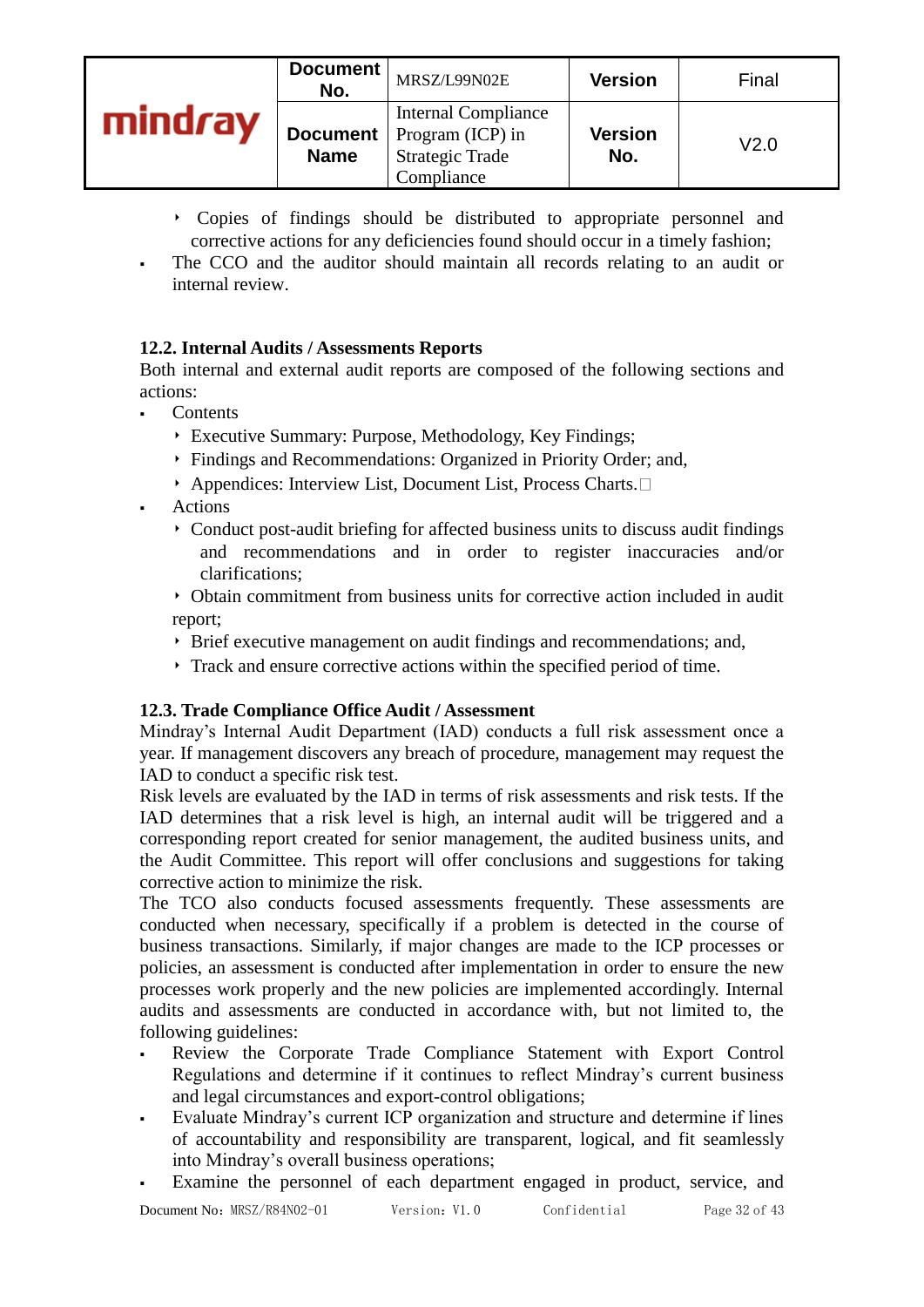- Copies of findings should be distributed to appropriate personnel and corrective actions for any deficiencies found should occur in a timely fashion;
- The CCO and the auditor should maintain all records relating to an audit or internal review.

### 12.2. Internal Audits / Assessments Reports

Both internal and external audit reports are composed of the following sections and actions:

- Contents
  - Executive Summary: Purpose, Methodology, Key Findings;
  - Findings and Recommendations: Organized in Priority Order; and,
  - Appendices: Interview List, Document List, Process Charts.
- Actions
  - Conduct post-audit briefing for affected business units to discuss audit findings and recommendations and in order to register inaccuracies and/or clarifications;
  - Obtain commitment from business units for corrective action included in audit report;
  - Brief executive management on audit findings and recommendations; and,
  - Track and ensure corrective actions within the specified period of time.

### 12.3. Trade Compliance Office Audit / Assessment

Mindray's Internal Audit Department (IAD) conducts a full risk assessment once a year. If management discovers any breach of procedure, management may request the IAD to conduct a specific risk test.

Risk levels are evaluated by the IAD in terms of risk assessments and risk tests. If the IAD determines that a risk level is high, an internal audit will be triggered and a corresponding report created for senior management, the audited business units, and the Audit Committee. This report will offer conclusions and suggestions for taking corrective action to minimize the risk.

The TCO also conducts focused assessments frequently. These assessments are conducted when necessary, specifically if a problem is detected in the course of business transactions. Similarly, if major changes are made to the ICP processes or policies, an assessment is conducted after implementation in order to ensure the new processes work properly and the new policies are implemented accordingly. Internal audits and assessments are conducted in accordance with, but not limited to, the following guidelines:

- Review the Corporate Trade Compliance Statement with Export Control Regulations and determine if it continues to reflect Mindray's current business and legal circumstances and export-control obligations;
- Evaluate Mindray's current ICP organization and structure and determine if lines of accountability and responsibility are transparent, logical, and fit seamlessly into Mindray's overall business operations;
- Examine the personnel of each department engaged in product, service, and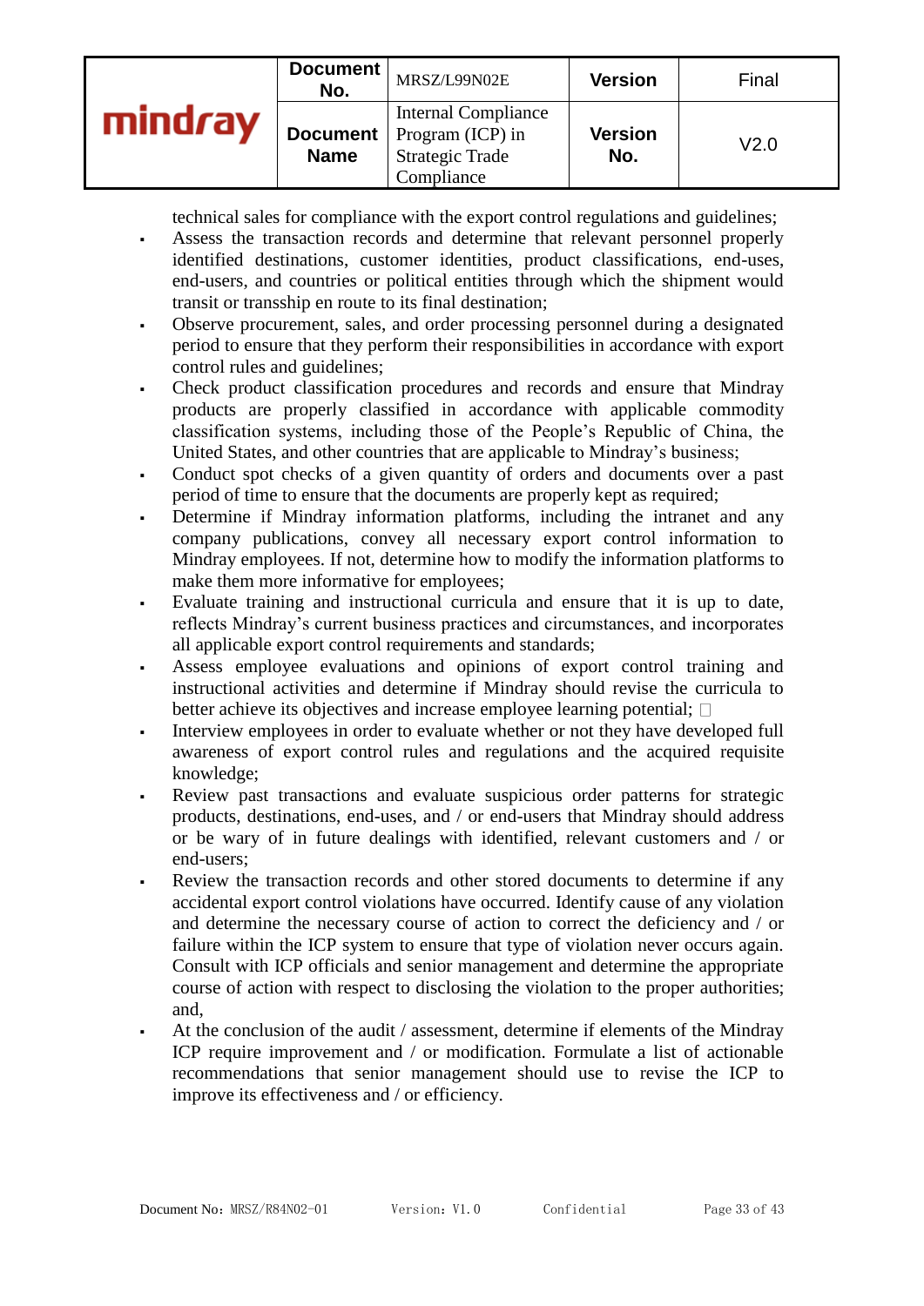technical sales for compliance with the export control regulations and guidelines;

- Assess the transaction records and determine that relevant personnel properly identified destinations, customer identities, product classifications, end-uses, end-users, and countries or political entities through which the shipment would transit or transship en route to its final destination;
- Observe procurement, sales, and order processing personnel during a designated period to ensure that they perform their responsibilities in accordance with export control rules and guidelines;
- Check product classification procedures and records and ensure that Mindray products are properly classified in accordance with applicable commodity classification systems, including those of the People's Republic of China, the United States, and other countries that are applicable to Mindray's business;
- Conduct spot checks of a given quantity of orders and documents over a past period of time to ensure that the documents are properly kept as required;
- Determine if Mindray information platforms, including the intranet and any company publications, convey all necessary export control information to Mindray employees. If not, determine how to modify the information platforms to make them more informative for employees;
- Evaluate training and instructional curricula and ensure that it is up to date, reflects Mindray's current business practices and circumstances, and incorporates all applicable export control requirements and standards;
- Assess employee evaluations and opinions of export control training and instructional activities and determine if Mindray should revise the curricula to better achieve its objectives and increase employee learning potential;
- Interview employees in order to evaluate whether or not they have developed full awareness of export control rules and regulations and the acquired requisite knowledge;
- Review past transactions and evaluate suspicious order patterns for strategic products, destinations, end-uses, and / or end-users that Mindray should address or be wary of in future dealings with identified, relevant customers and / or end-users;
- Review the transaction records and other stored documents to determine if any accidental export control violations have occurred. Identify cause of any violation and determine the necessary course of action to correct the deficiency and / or failure within the ICP system to ensure that type of violation never occurs again. Consult with ICP officials and senior management and determine the appropriate course of action with respect to disclosing the violation to the proper authorities; and,
- At the conclusion of the audit / assessment, determine if elements of the Mindray ICP require improvement and / or modification. Formulate a list of actionable recommendations that senior management should use to revise the ICP to improve its effectiveness and / or efficiency.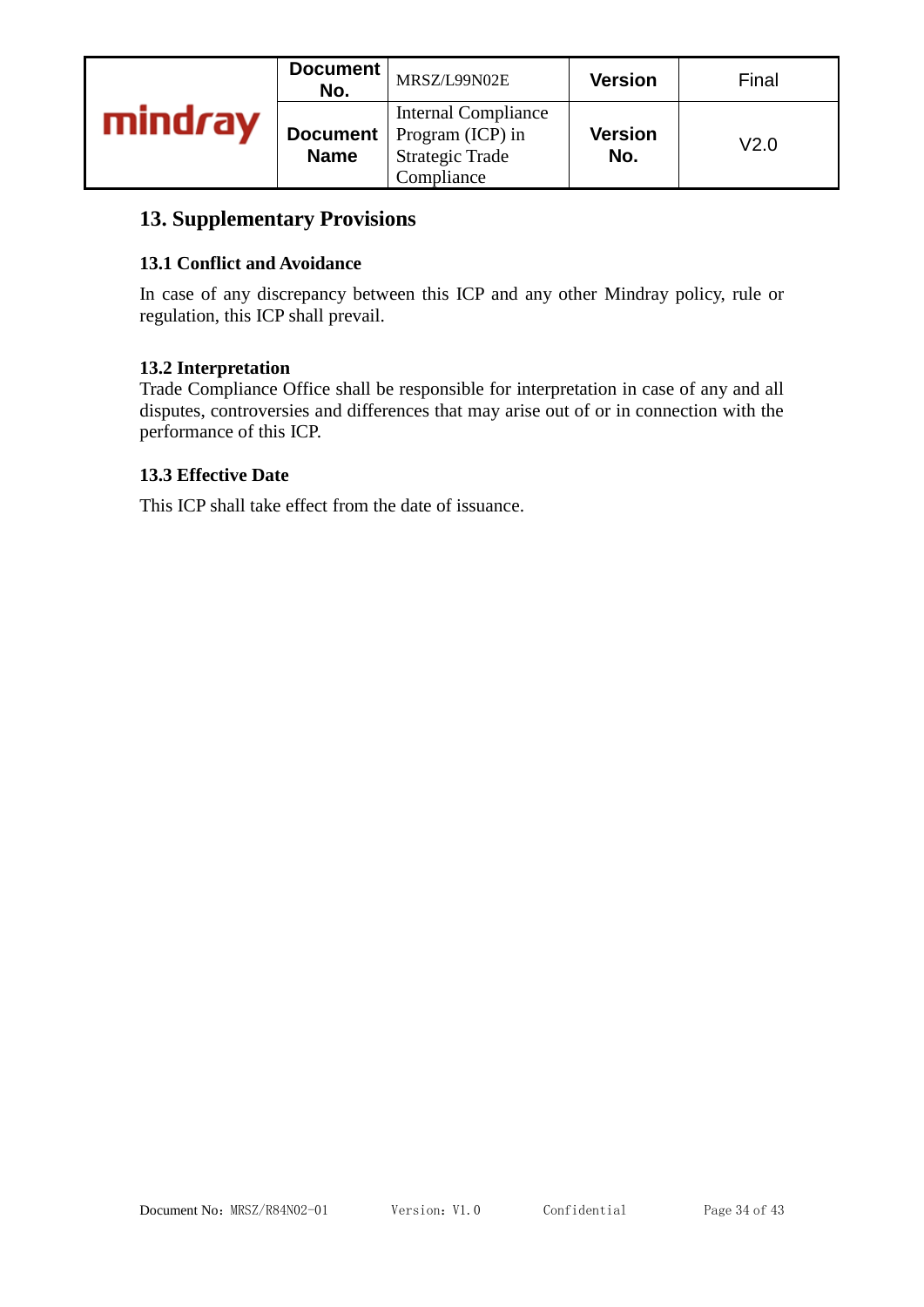## 13. Supplementary Provisions

### 13.1 Conflict and Avoidance

In case of any discrepancy between this ICP and any other Mindray policy, rule or regulation, this ICP shall prevail.

### 13.2 Interpretation

Trade Compliance Office shall be responsible for interpretation in case of any and all disputes, controversies and differences that may arise out of or in connection with the performance of this ICP.

### 13.3 Effective Date

This ICP shall take effect from the date of issuance.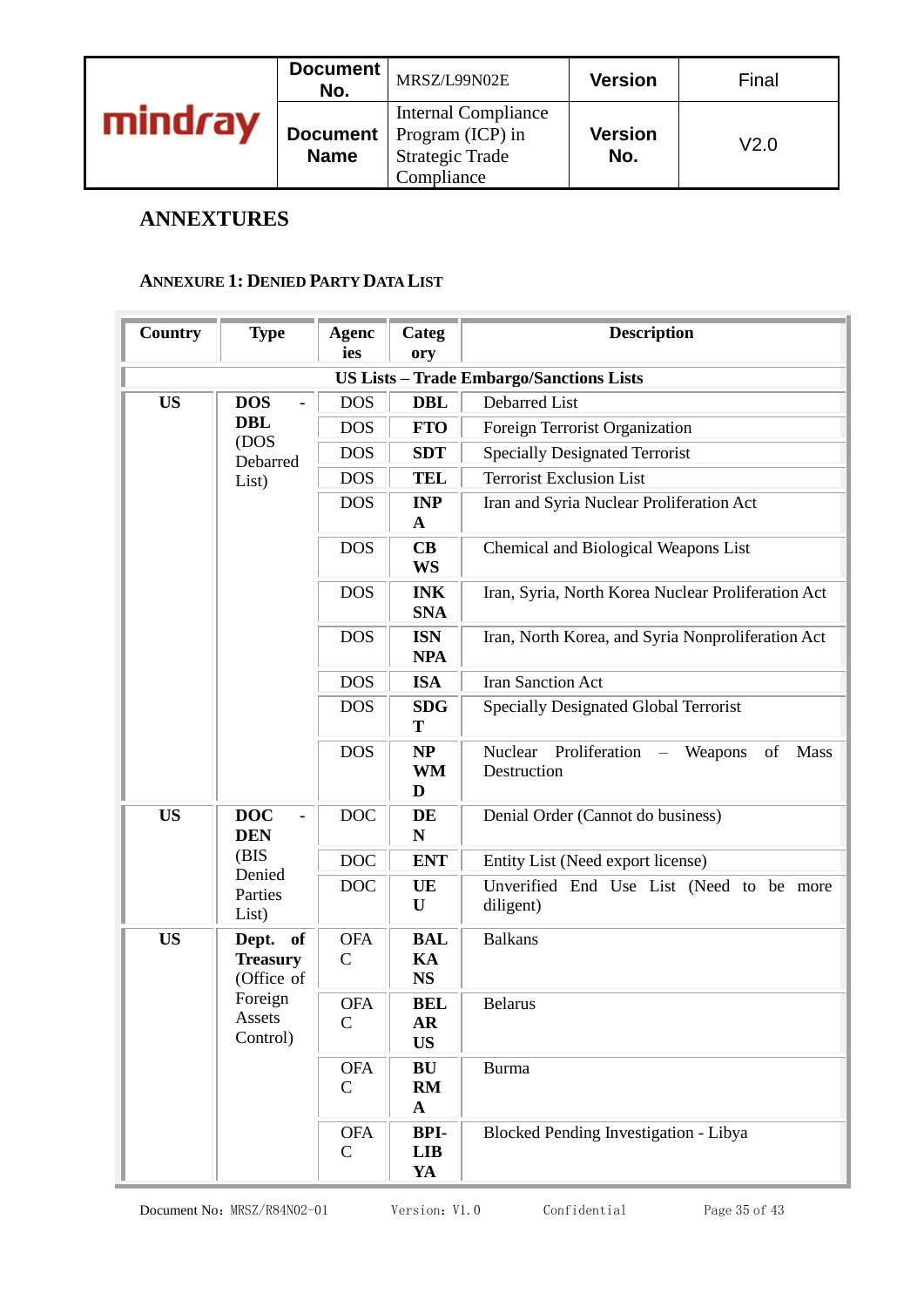## ANNEXTURES

### ANNEXURE 1: DENIED PARTY DATA LIST

| Country | Type | Agencies | Category | Description |
|---|---|---|---|---|
| US Lists – Trade Embargo/Sanctions Lists | | | | |
| **US** | **DOS - DBL** (DOS Debarred List) | DOS | **DBL** | Debarred List |
| | | DOS | **FTO** | Foreign Terrorist Organization |
| | | DOS | **SDT** | Specially Designated Terrorist |
| | | DOS | **TEL** | Terrorist Exclusion List |
| | | DOS | **INPA** | Iran and Syria Nuclear Proliferation Act |
| | | DOS | **CBWS** | Chemical and Biological Weapons List |
| | | DOS | **INKSNA** | Iran, Syria, North Korea Nuclear Proliferation Act |
| | | DOS | **ISNNPA** | Iran, North Korea, and Syria Nonproliferation Act |
| | | DOS | **ISA** | Iran Sanction Act |
| | | DOS | **SDGT** | Specially Designated Global Terrorist |
| | | DOS | **NPWMD** | Nuclear Proliferation – Weapons of Mass Destruction |
| **US** | **DOC - DEN** (BIS Denied Parties List) | DOC | **DEN** | Denial Order (Cannot do business) |
| | | DOC | **ENT** | Entity List (Need export license) |
| | | DOC | **UEU** | Unverified End Use List (Need to be more diligent) |
| **US** | **Dept. of Treasury** (Office of Foreign Assets Control) | OFAC | **BALKANS** | Balkans |
| | | OFAC | **BELARUS** | Belarus |
| | | OFAC | **BURMA** | Burma |
| | | OFAC | **BPI-LIBYA** | Blocked Pending Investigation - Libya |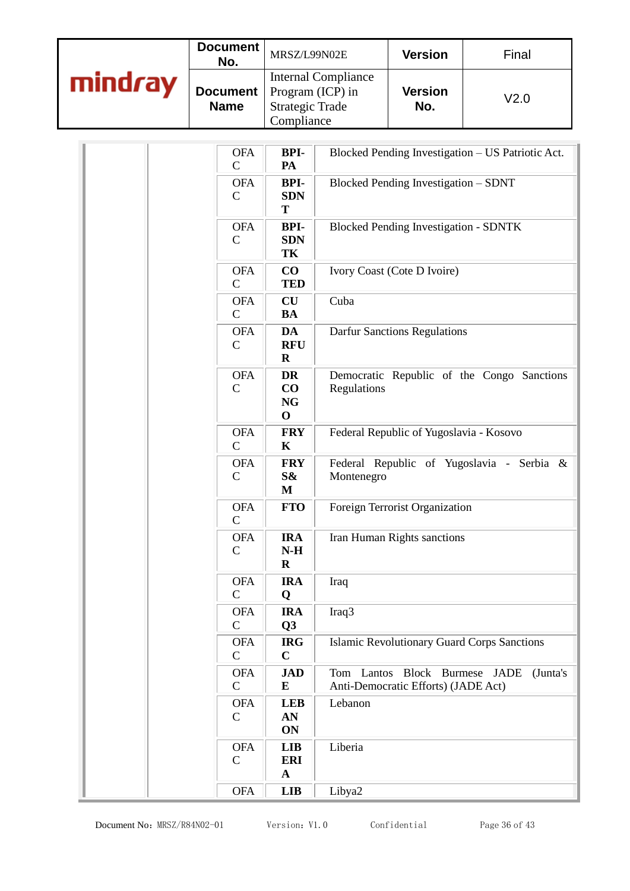| | | | | |
|---|---|---|---|---|
| | | OFAC | **BPI-PA** | Blocked Pending Investigation – US Patriotic Act. |
| | | OFAC | **BPI-SDNT** | Blocked Pending Investigation – SDNT |
| | | OFAC | **BPI-SDNTK** | Blocked Pending Investigation - SDNTK |
| | | OFAC | **COTED** | Ivory Coast (Cote D Ivoire) |
| | | OFAC | **CUBA** | Cuba |
| | | OFAC | **DARFUR** | Darfur Sanctions Regulations |
| | | OFAC | **DRCONGO** | Democratic Republic of the Congo Sanctions Regulations |
| | | OFAC | **FRYK** | Federal Republic of Yugoslavia - Kosovo |
| | | OFAC | **FRYS&M** | Federal Republic of Yugoslavia - Serbia & Montenegro |
| | | OFAC | **FTO** | Foreign Terrorist Organization |
| | | OFAC | **IRAN-HR** | Iran Human Rights sanctions |
| | | OFAC | **IRAQ** | Iraq |
| | | OFAC | **IRAQ3** | Iraq3 |
| | | OFAC | **IRGC** | Islamic Revolutionary Guard Corps Sanctions |
| | | OFAC | **JADE** | Tom Lantos Block Burmese JADE (Junta's Anti-Democratic Efforts) (JADE Act) |
| | | OFAC | **LEBANON** | Lebanon |
| | | OFAC | **LIBERIA** | Liberia |
| | | OFA | **LIB** | Libya2 |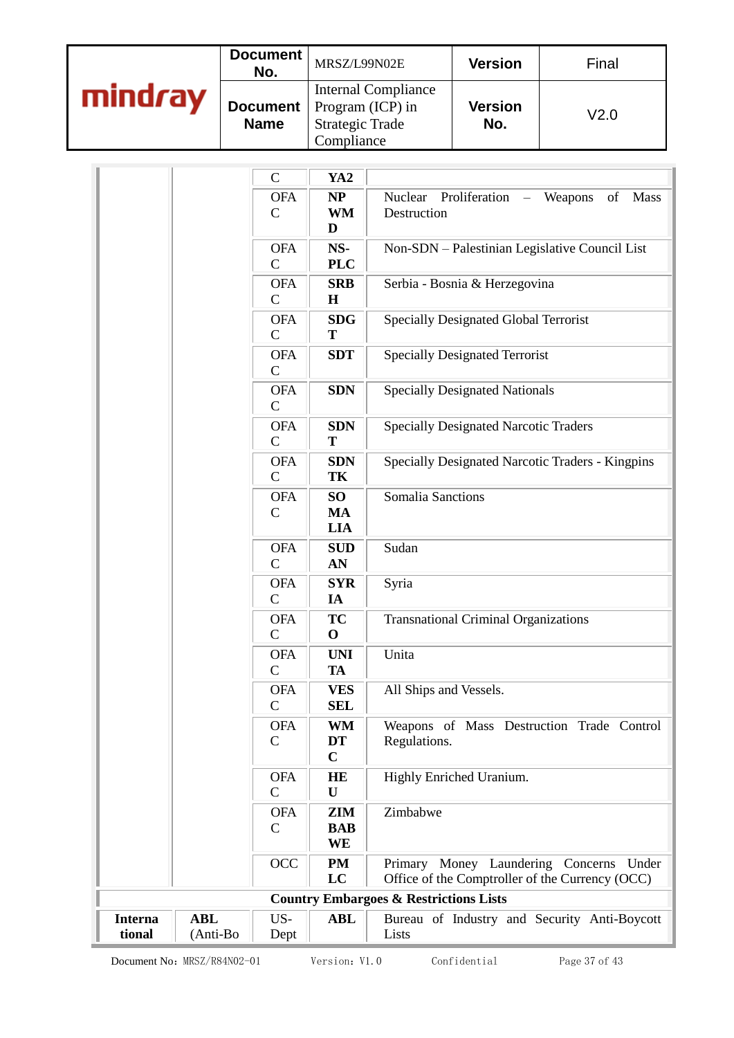|  |  | C | YA2 |  |
|---|---|---|---|---|
|  |  | OFAC | NPWMD | Nuclear Proliferation – Weapons of Mass Destruction |
|  |  | OFAC | NS-PLC | Non-SDN – Palestinian Legislative Council List |
|  |  | OFAC | SRBH | Serbia - Bosnia & Herzegovina |
|  |  | OFAC | SDGT | Specially Designated Global Terrorist |
|  |  | OFAC | SDT | Specially Designated Terrorist |
|  |  | OFAC | SDN | Specially Designated Nationals |
|  |  | OFAC | SDNT | Specially Designated Narcotic Traders |
|  |  | OFAC | SDNTK | Specially Designated Narcotic Traders - Kingpins |
|  |  | OFAC | SOMALIA | Somalia Sanctions |
|  |  | OFAC | SUDAN | Sudan |
|  |  | OFAC | SYRIA | Syria |
|  |  | OFAC | TCO | Transnational Criminal Organizations |
|  |  | OFAC | UNITA | Unita |
|  |  | OFAC | VESSEL | All Ships and Vessels. |
|  |  | OFAC | WMDTC | Weapons of Mass Destruction Trade Control Regulations. |
|  |  | OFAC | HEU | Highly Enriched Uranium. |
|  |  | OFAC | ZIMBABWE | Zimbabwe |
|  |  | OCC | PMLC | Primary Money Laundering Concerns Under Office of the Comptroller of the Currency (OCC) |
| **Country Embargoes & Restrictions Lists** |  |  |  |  |
| **International** | **ABL** (Anti-Bo | US-Dept | **ABL** | Bureau of Industry and Security Anti-Boycott Lists |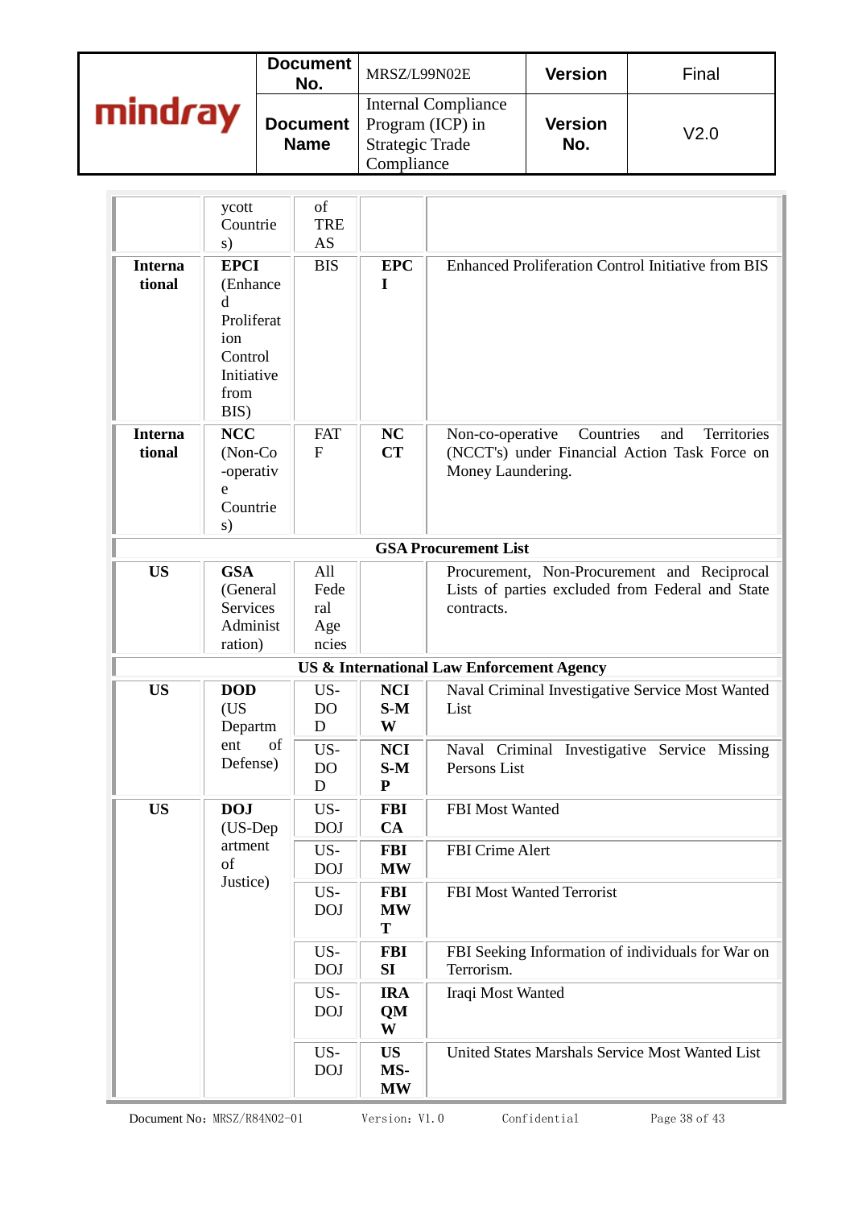| | | | | |
|---|---|---|---|---|
| | ycott Countries) | of TREAS | | |
| **International** | **EPCI** (Enhanced Proliferation Control Initiative from BIS) | BIS | **EPCI** | Enhanced Proliferation Control Initiative from BIS |
| **International** | **NCC** (Non-Co-operative Countries) | FATF | **NCCT** | Non-co-operative Countries and Territories (NCCT's) under Financial Action Task Force on Money Laundering. |
| | | **GSA Procurement List** | | |
| **US** | **GSA** (General Services Administration) | All Federal Agencies | | Procurement, Non-Procurement and Reciprocal Lists of parties excluded from Federal and State contracts. |
| | | **US & International Law Enforcement Agency** | | |
| **US** | **DOD** (US Department of Defense) | US-DOD | **NCIS-MW** | Naval Criminal Investigative Service Most Wanted List |
| | | US-DOD | **NCIS-MP** | Naval Criminal Investigative Service Missing Persons List |
| **US** | **DOJ** (US-Department of Justice) | US-DOJ | **FBICA** | FBI Most Wanted |
| | | US-DOJ | **FBIMW** | FBI Crime Alert |
| | | US-DOJ | **FBIMWT** | FBI Most Wanted Terrorist |
| | | US-DOJ | **FBISI** | FBI Seeking Information of individuals for War on Terrorism. |
| | | US-DOJ | **IRAQMW** | Iraqi Most Wanted |
| | | US-DOJ | **USMS-MW** | United States Marshals Service Most Wanted List |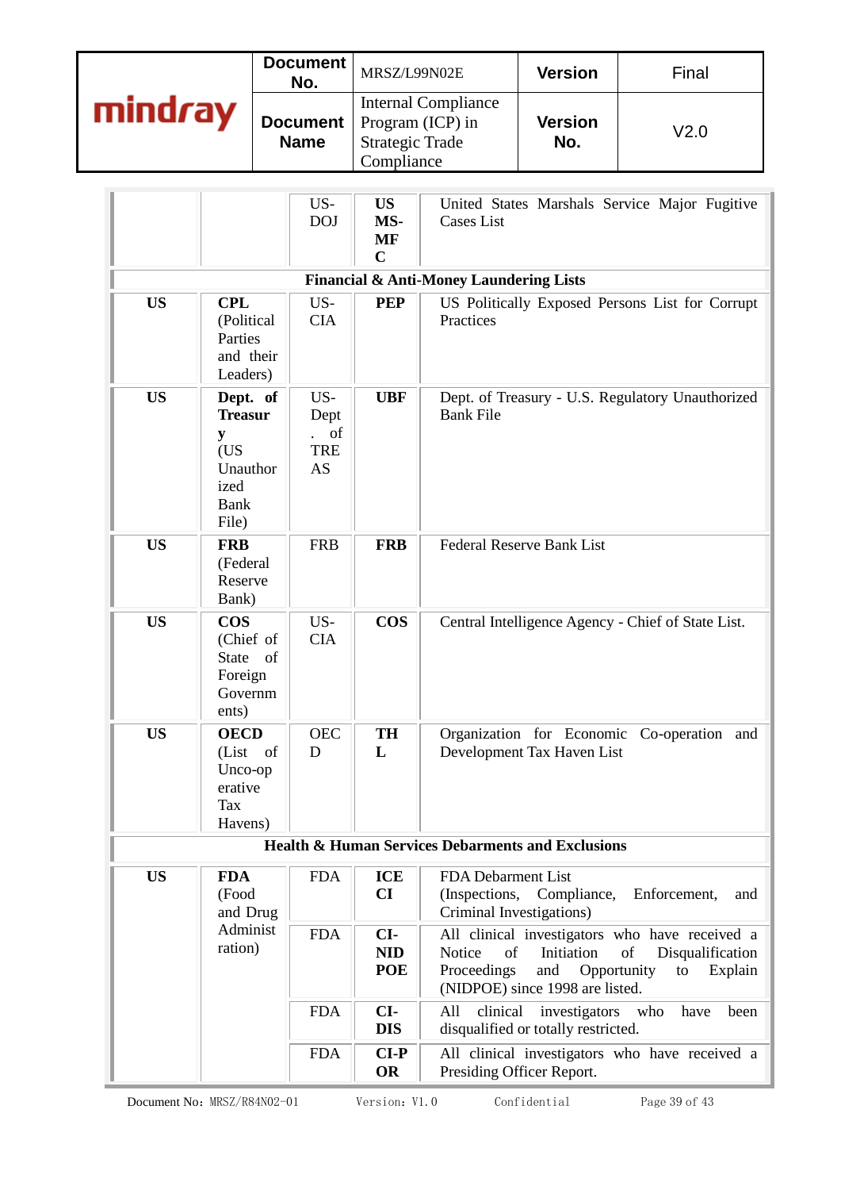| | | | | |
|---|---|---|---|---|
| | | US-DOJ | **US MS-MFC** | United States Marshals Service Major Fugitive Cases List |
| **Financial & Anti-Money Laundering Lists** | | | | |
| **US** | **CPL** (Political Parties and their Leaders) | US-CIA | **PEP** | US Politically Exposed Persons List for Corrupt Practices |
| **US** | **Dept. of Treasury** (US Unauthorized Bank File) | US-Dept. of TREAS | **UBF** | Dept. of Treasury - U.S. Regulatory Unauthorized Bank File |
| **US** | **FRB** (Federal Reserve Bank) | FRB | **FRB** | Federal Reserve Bank List |
| **US** | **COS** (Chief of State of Foreign Governments) | US-CIA | **COS** | Central Intelligence Agency - Chief of State List. |
| **US** | **OECD** (List of Unco-operative Tax Havens) | OECD | **THL** | Organization for Economic Co-operation and Development Tax Haven List |
| **Health & Human Services Debarments and Exclusions** | | | | |
| **US** | **FDA** (Food and Drug Administration) | FDA | **ICE CI** | FDA Debarment List (Inspections, Compliance, Enforcement, and Criminal Investigations) |
| | | FDA | **CI-NIDPOE** | All clinical investigators who have received a Notice of Initiation of Disqualification Proceedings and Opportunity to Explain (NIDPOE) since 1998 are listed. |
| | | FDA | **CI-DIS** | All clinical investigators who have been disqualified or totally restricted. |
| | | FDA | **CI-POR** | All clinical investigators who have received a Presiding Officer Report. |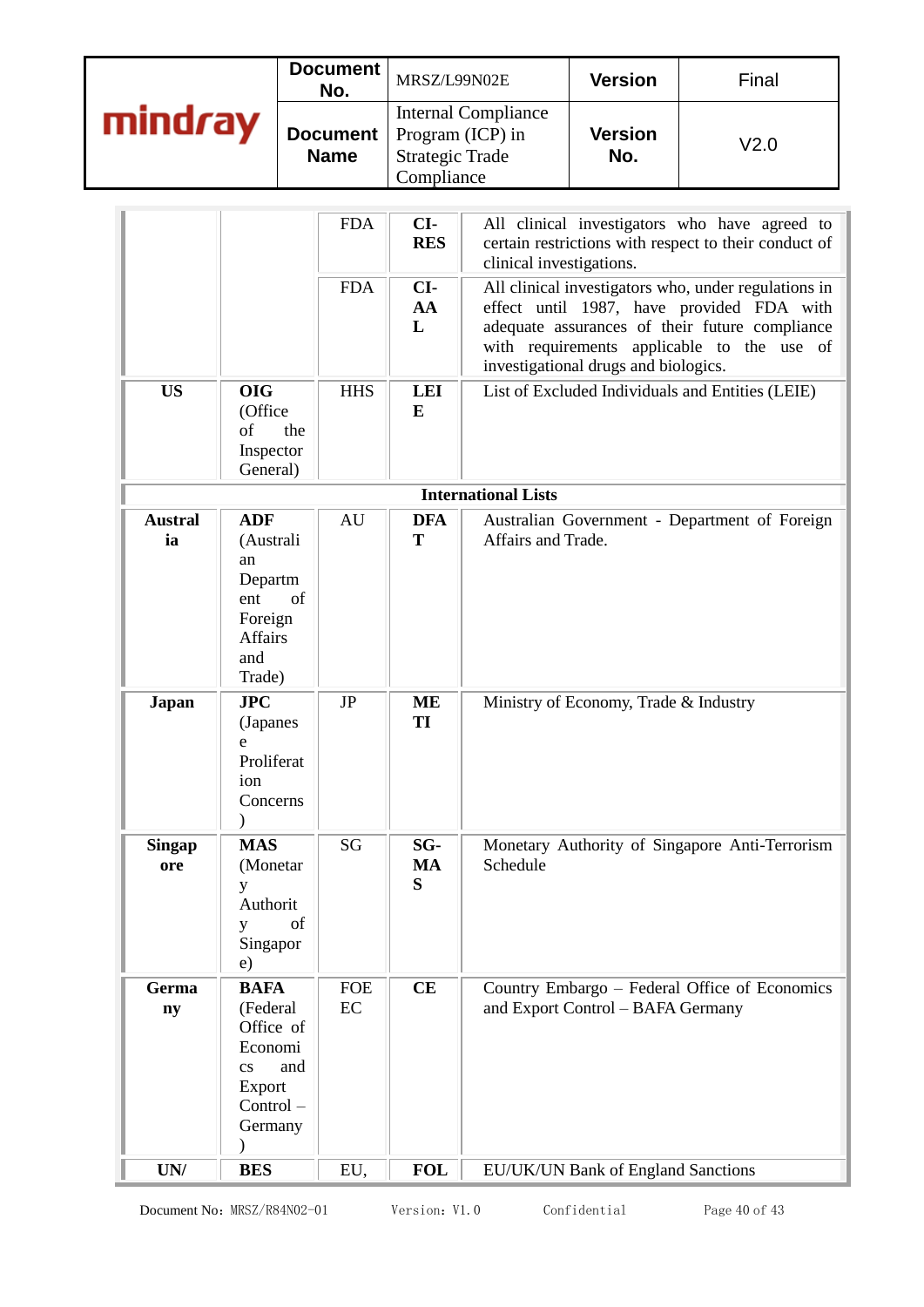| | | | | |
|---|---|---|---|---|
| | | FDA | **CI-RES** | All clinical investigators who have agreed to certain restrictions with respect to their conduct of clinical investigations. |
| | | FDA | **CI-AAL** | All clinical investigators who, under regulations in effect until 1987, have provided FDA with adequate assurances of their future compliance with requirements applicable to the use of investigational drugs and biologics. |
| **US** | **OIG** (Office of the Inspector General) | HHS | **LEIE** | List of Excluded Individuals and Entities (LEIE) |
| | | | **International Lists** | |
| **Australia** | **ADF** (Australian Department of Foreign Affairs and Trade) | AU | **DFAT** | Australian Government - Department of Foreign Affairs and Trade. |
| **Japan** | **JPC** (Japanese Proliferation Concerns) | JP | **METI** | Ministry of Economy, Trade & Industry |
| **Singapore** | **MAS** (Monetary Authority of Singapore) | SG | **SG-MAS** | Monetary Authority of Singapore Anti-Terrorism Schedule |
| **Germany** | **BAFA** (Federal Office of Economics and Export Control – Germany) | FOEEC | **CE** | Country Embargo – Federal Office of Economics and Export Control – BAFA Germany |
| **UN/** | **BES** | EU, | **FOL** | EU/UK/UN Bank of England Sanctions |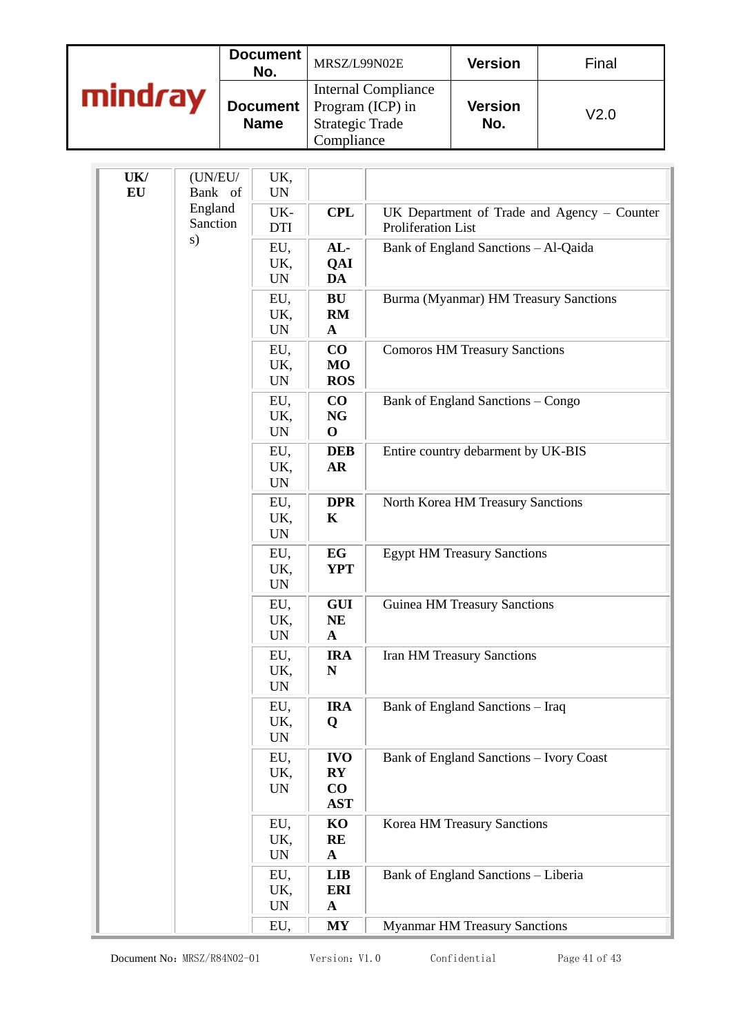| UK/ EU | (UN/EU/ Bank of England Sanctions) | UK, UN | | |
|---|---|---|---|---|
| | | UK-DTI | CPL | UK Department of Trade and Agency – Counter Proliferation List |
| | | EU, UK, UN | AL-QAIDA | Bank of England Sanctions – Al-Qaida |
| | | EU, UK, UN | BURMA | Burma (Myanmar) HM Treasury Sanctions |
| | | EU, UK, UN | COMOROS | Comoros HM Treasury Sanctions |
| | | EU, UK, UN | CONGO | Bank of England Sanctions – Congo |
| | | EU, UK, UN | DEBAR | Entire country debarment by UK-BIS |
| | | EU, UK, UN | DPRK | North Korea HM Treasury Sanctions |
| | | EU, UK, UN | EGYPT | Egypt HM Treasury Sanctions |
| | | EU, UK, UN | GUINEA | Guinea HM Treasury Sanctions |
| | | EU, UK, UN | IRAN | Iran HM Treasury Sanctions |
| | | EU, UK, UN | IRAQ | Bank of England Sanctions – Iraq |
| | | EU, UK, UN | IVORY COAST | Bank of England Sanctions – Ivory Coast |
| | | EU, UK, UN | KOREA | Korea HM Treasury Sanctions |
| | | EU, UK, UN | LIBERIA | Bank of England Sanctions – Liberia |
| | | EU, | MY | Myanmar HM Treasury Sanctions |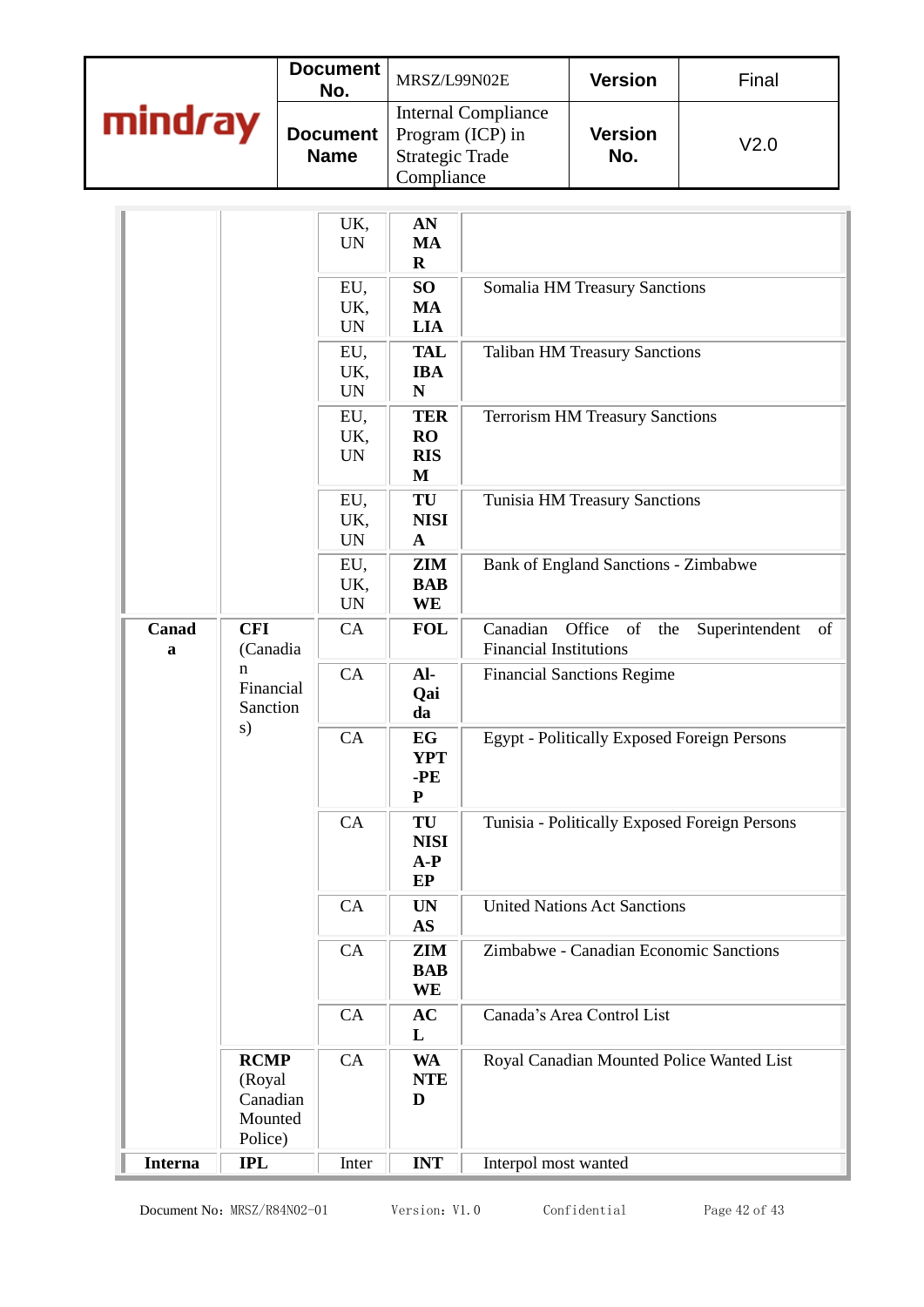| | | | | |
|---|---|---|---|---|
| | | UK, UN | **ANMAR** | |
| | | EU, UK, UN | **SOMALIA** | Somalia HM Treasury Sanctions |
| | | EU, UK, UN | **TALIBAN** | Taliban HM Treasury Sanctions |
| | | EU, UK, UN | **TERRORISM** | Terrorism HM Treasury Sanctions |
| | | EU, UK, UN | **TUNISIA** | Tunisia HM Treasury Sanctions |
| | | EU, UK, UN | **ZIMBABWE** | Bank of England Sanctions - Zimbabwe |
| **Canada** | **CFI** (Canadian Financial Sanctions) | CA | **FOL** | Canadian Office of the Superintendent of Financial Institutions |
| | | CA | **Al-Qaida** | Financial Sanctions Regime |
| | | CA | **EGYPT-PEP** | Egypt - Politically Exposed Foreign Persons |
| | | CA | **TUNISIA-PEP** | Tunisia - Politically Exposed Foreign Persons |
| | | CA | **UNAS** | United Nations Act Sanctions |
| | | CA | **ZIMBABWE** | Zimbabwe - Canadian Economic Sanctions |
| | | CA | **ACL** | Canada's Area Control List |
| | **RCMP** (Royal Canadian Mounted Police) | CA | **WANTED** | Royal Canadian Mounted Police Wanted List |
| **Interna** | **IPL** | Inter | **INT** | Interpol most wanted |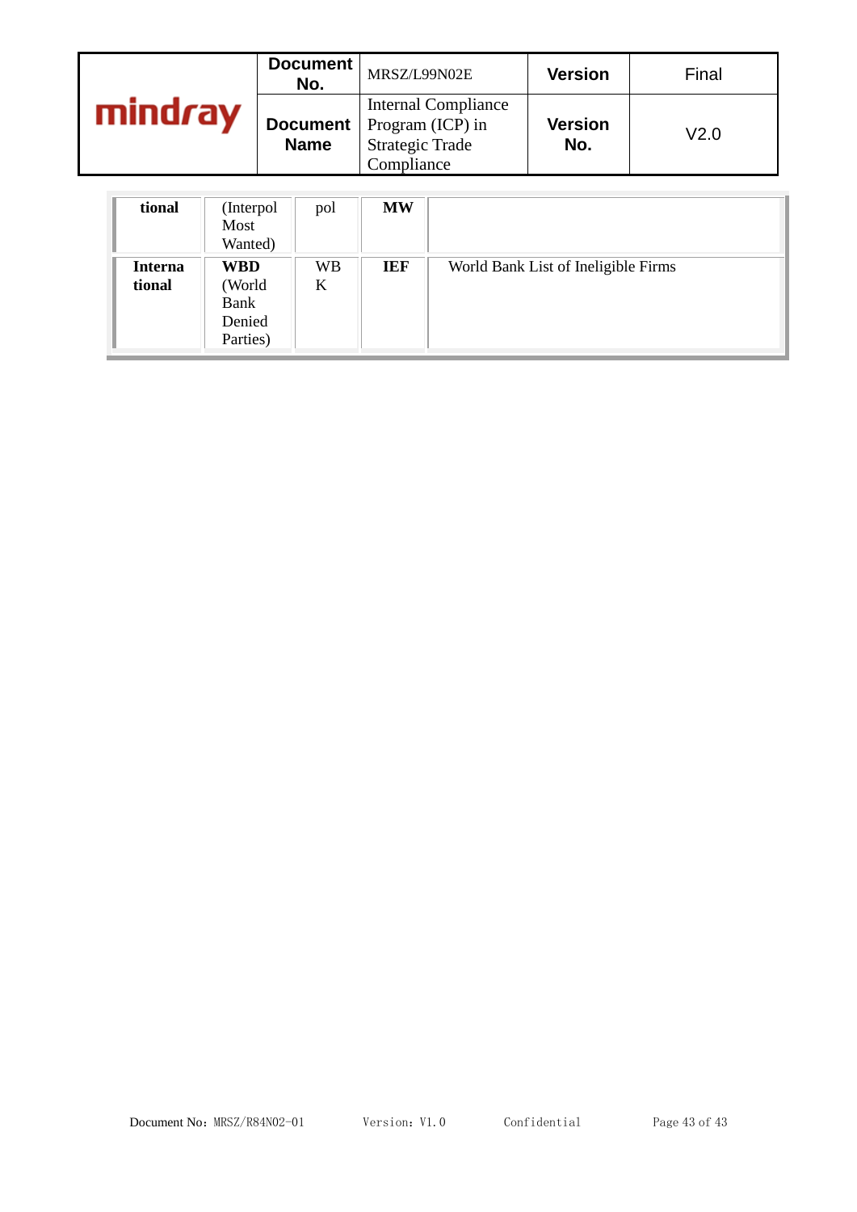| | | | | |
|---|---|---|---|---|
| **tional** | (Interpol Most Wanted) | pol | **MW** | |
| **Interna tional** | **WBD** (World Bank Denied Parties) | WB K | **IEF** | World Bank List of Ineligible Firms |